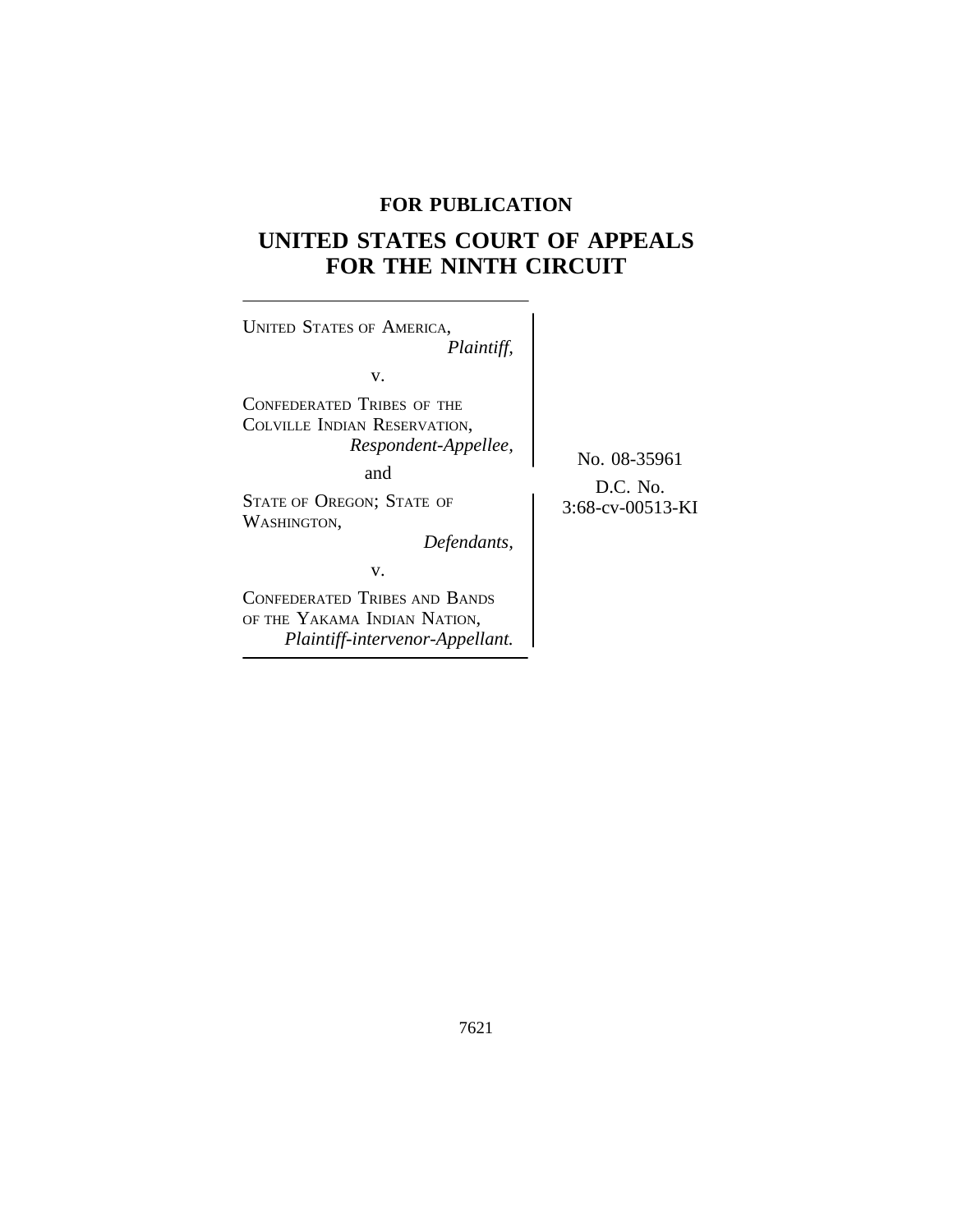**FOR PUBLICATION**

# UNITED STATES COURT OF APPEALS FOR THE NINTH CIRCUIT

UNITED STATES OF AMERICA,
*Plaintiff,*

v.

CONFEDERATED TRIBES OF THE COLVILLE INDIAN RESERVATION,
*Respondent-Appellee,*

and

STATE OF OREGON; STATE OF WASHINGTON,
*Defendants,*

v.

CONFEDERATED TRIBES AND BANDS OF THE YAKAMA INDIAN NATION,
*Plaintiff-intervenor-Appellant.*

No. 08-35961

D.C. No.
3:68-cv-00513-KI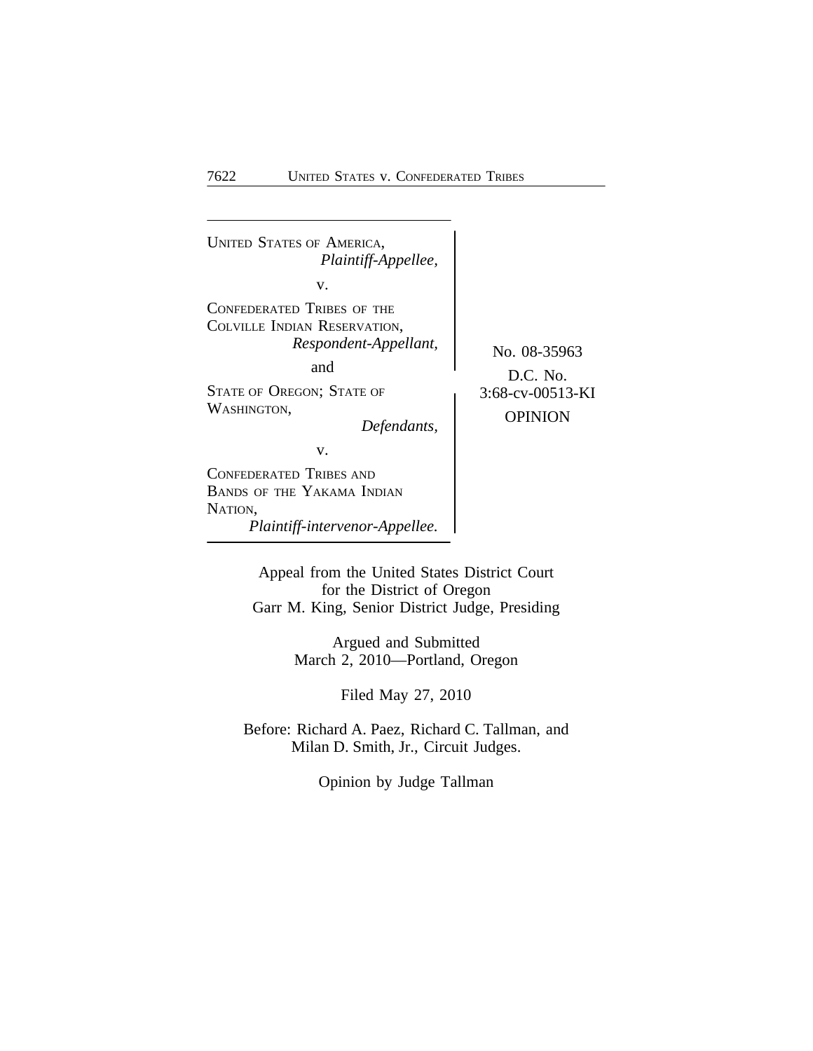UNITED STATES OF AMERICA,
*Plaintiff-Appellee,*

v.

CONFEDERATED TRIBES OF THE COLVILLE INDIAN RESERVATION,
*Respondent-Appellant,*

and

STATE OF OREGON; STATE OF WASHINGTON,
*Defendants,*

v.

CONFEDERATED TRIBES AND BANDS OF THE YAKAMA INDIAN NATION,
*Plaintiff-intervenor-Appellee.*

No. 08-35963

D.C. No.
3:68-cv-00513-KI

OPINION

Appeal from the United States District Court
for the District of Oregon
Garr M. King, Senior District Judge, Presiding

Argued and Submitted
March 2, 2010—Portland, Oregon

Filed May 27, 2010

Before: Richard A. Paez, Richard C. Tallman, and
Milan D. Smith, Jr., Circuit Judges.

Opinion by Judge Tallman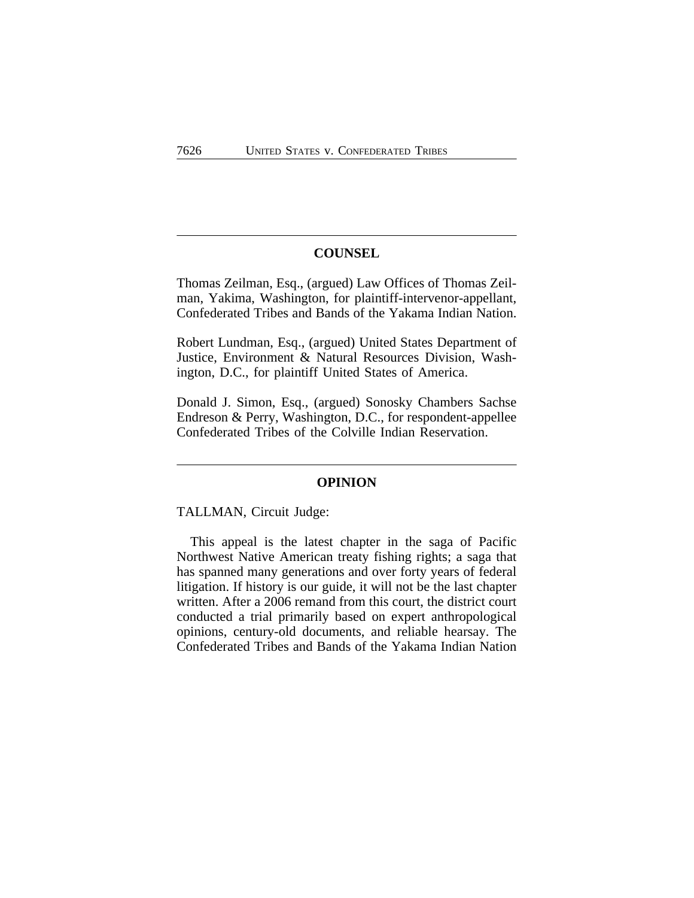## COUNSEL

Thomas Zeilman, Esq., (argued) Law Offices of Thomas Zeilman, Yakima, Washington, for plaintiff-intervenor-appellant, Confederated Tribes and Bands of the Yakama Indian Nation.

Robert Lundman, Esq., (argued) United States Department of Justice, Environment & Natural Resources Division, Washington, D.C., for plaintiff United States of America.

Donald J. Simon, Esq., (argued) Sonosky Chambers Sachse Endreson & Perry, Washington, D.C., for respondent-appellee Confederated Tribes of the Colville Indian Reservation.

## OPINION

TALLMAN, Circuit Judge:

This appeal is the latest chapter in the saga of Pacific Northwest Native American treaty fishing rights; a saga that has spanned many generations and over forty years of federal litigation. If history is our guide, it will not be the last chapter written. After a 2006 remand from this court, the district court conducted a trial primarily based on expert anthropological opinions, century-old documents, and reliable hearsay. The Confederated Tribes and Bands of the Yakama Indian Nation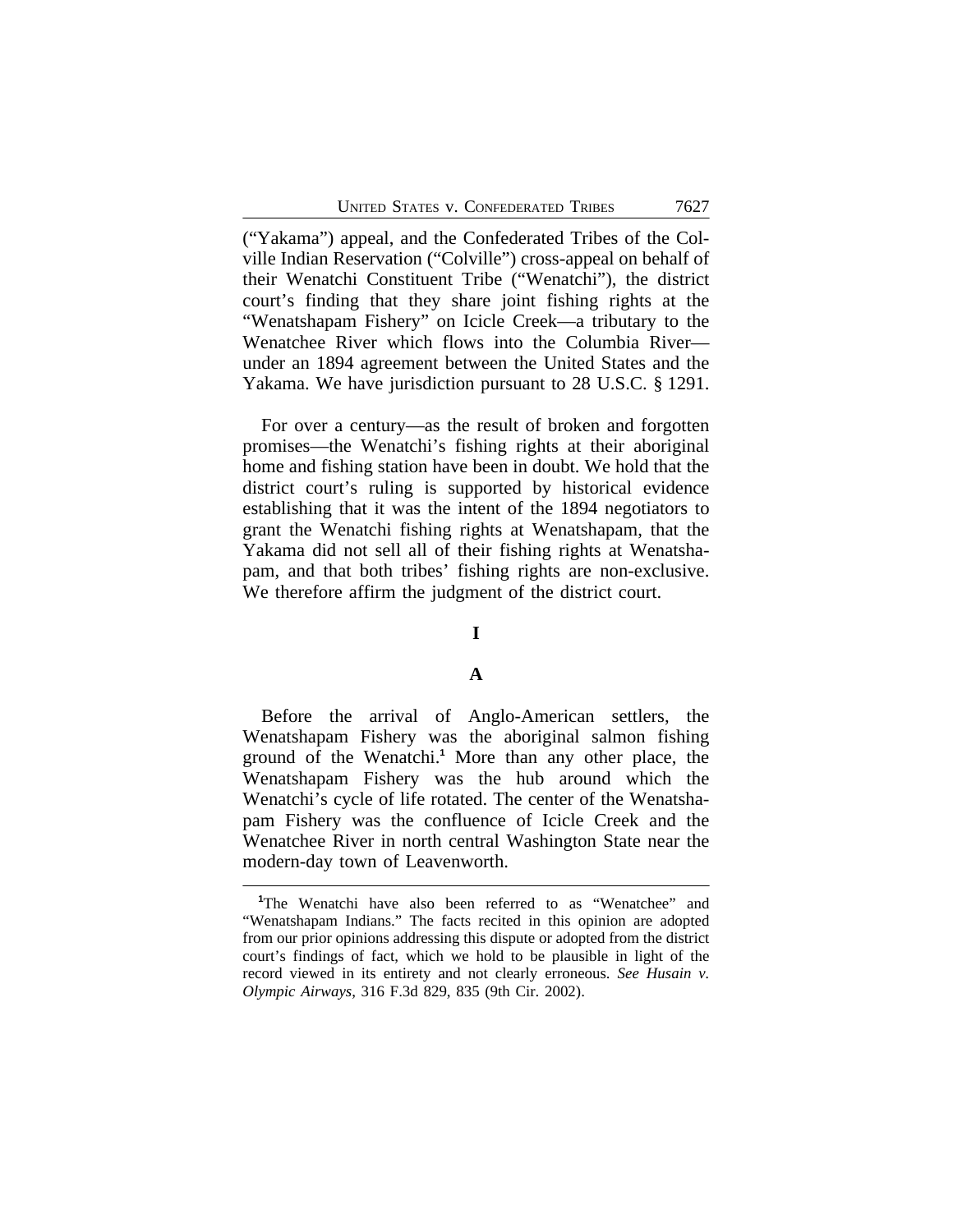("Yakama") appeal, and the Confederated Tribes of the Colville Indian Reservation ("Colville") cross-appeal on behalf of their Wenatchi Constituent Tribe ("Wenatchi"), the district court's finding that they share joint fishing rights at the "Wenatshapam Fishery" on Icicle Creek—a tributary to the Wenatchee River which flows into the Columbia River—under an 1894 agreement between the United States and the Yakama. We have jurisdiction pursuant to 28 U.S.C. § 1291.

For over a century—as the result of broken and forgotten promises—the Wenatchi's fishing rights at their aboriginal home and fishing station have been in doubt. We hold that the district court's ruling is supported by historical evidence establishing that it was the intent of the 1894 negotiators to grant the Wenatchi fishing rights at Wenatshapam, that the Yakama did not sell all of their fishing rights at Wenatshapam, and that both tribes' fishing rights are non-exclusive. We therefore affirm the judgment of the district court.

## I

### A

Before the arrival of Anglo-American settlers, the Wenatshapam Fishery was the aboriginal salmon fishing ground of the Wenatchi.[1] More than any other place, the Wenatshapam Fishery was the hub around which the Wenatchi's cycle of life rotated. The center of the Wenatshapam Fishery was the confluence of Icicle Creek and the Wenatchee River in north central Washington State near the modern-day town of Leavenworth.

[1]The Wenatchi have also been referred to as "Wenatchee" and "Wenatshapam Indians." The facts recited in this opinion are adopted from our prior opinions addressing this dispute or adopted from the district court's findings of fact, which we hold to be plausible in light of the record viewed in its entirety and not clearly erroneous. *See Husain v. Olympic Airways*, 316 F.3d 829, 835 (9th Cir. 2002).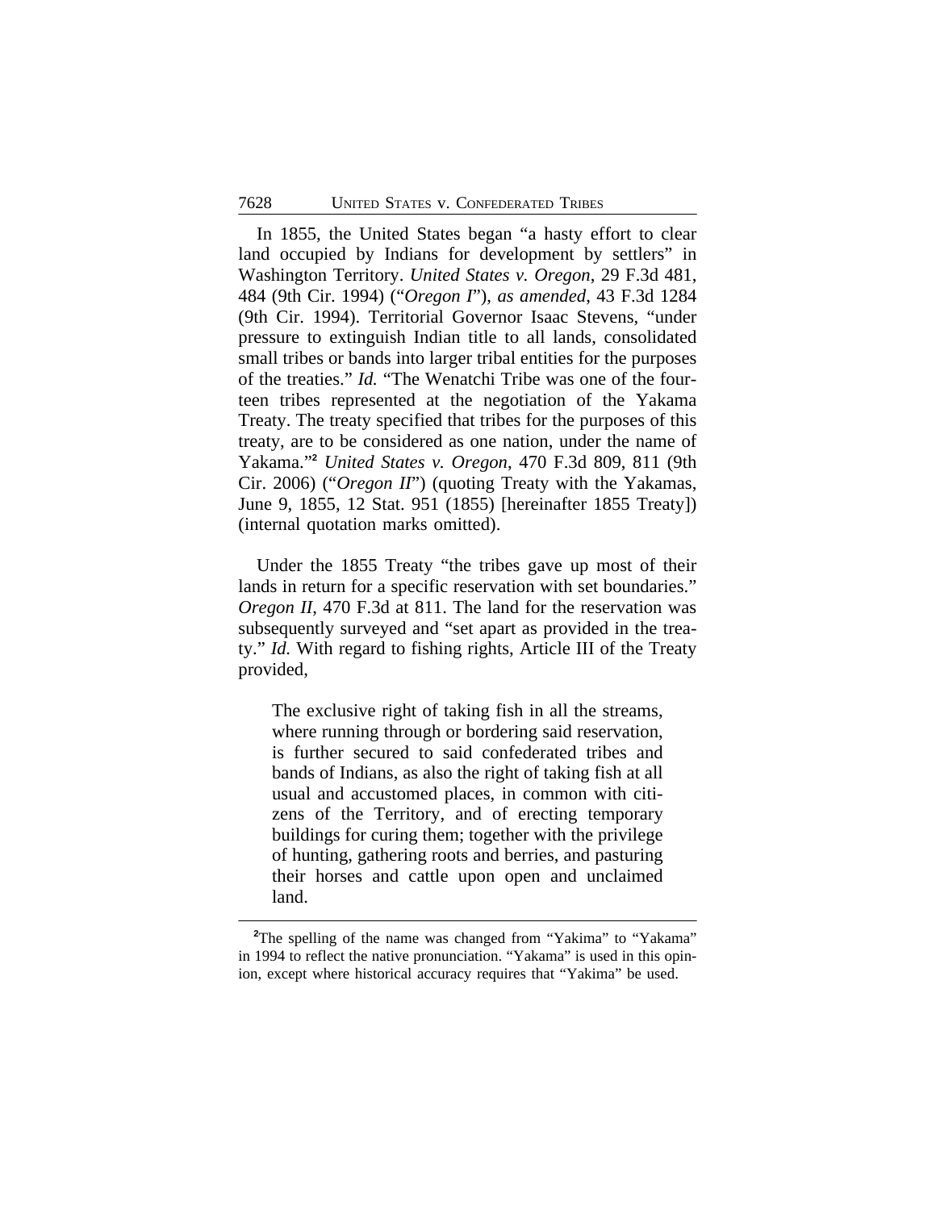In 1855, the United States began "a hasty effort to clear land occupied by Indians for development by settlers" in Washington Territory. *United States v. Oregon*, 29 F.3d 481, 484 (9th Cir. 1994) ("*Oregon I*"), *as amended*, 43 F.3d 1284 (9th Cir. 1994). Territorial Governor Isaac Stevens, "under pressure to extinguish Indian title to all lands, consolidated small tribes or bands into larger tribal entities for the purposes of the treaties." *Id.* "The Wenatchi Tribe was one of the fourteen tribes represented at the negotiation of the Yakama Treaty. The treaty specified that tribes for the purposes of this treaty, are to be considered as one nation, under the name of Yakama."[2] *United States v. Oregon*, 470 F.3d 809, 811 (9th Cir. 2006) ("*Oregon II*") (quoting Treaty with the Yakamas, June 9, 1855, 12 Stat. 951 (1855) [hereinafter 1855 Treaty]) (internal quotation marks omitted).

Under the 1855 Treaty "the tribes gave up most of their lands in return for a specific reservation with set boundaries." *Oregon II*, 470 F.3d at 811. The land for the reservation was subsequently surveyed and "set apart as provided in the treaty." *Id.* With regard to fishing rights, Article III of the Treaty provided,

> The exclusive right of taking fish in all the streams, where running through or bordering said reservation, is further secured to said confederated tribes and bands of Indians, as also the right of taking fish at all usual and accustomed places, in common with citizens of the Territory, and of erecting temporary buildings for curing them; together with the privilege of hunting, gathering roots and berries, and pasturing their horses and cattle upon open and unclaimed land.

[2]The spelling of the name was changed from "Yakima" to "Yakama" in 1994 to reflect the native pronunciation. "Yakama" is used in this opinion, except where historical accuracy requires that "Yakima" be used.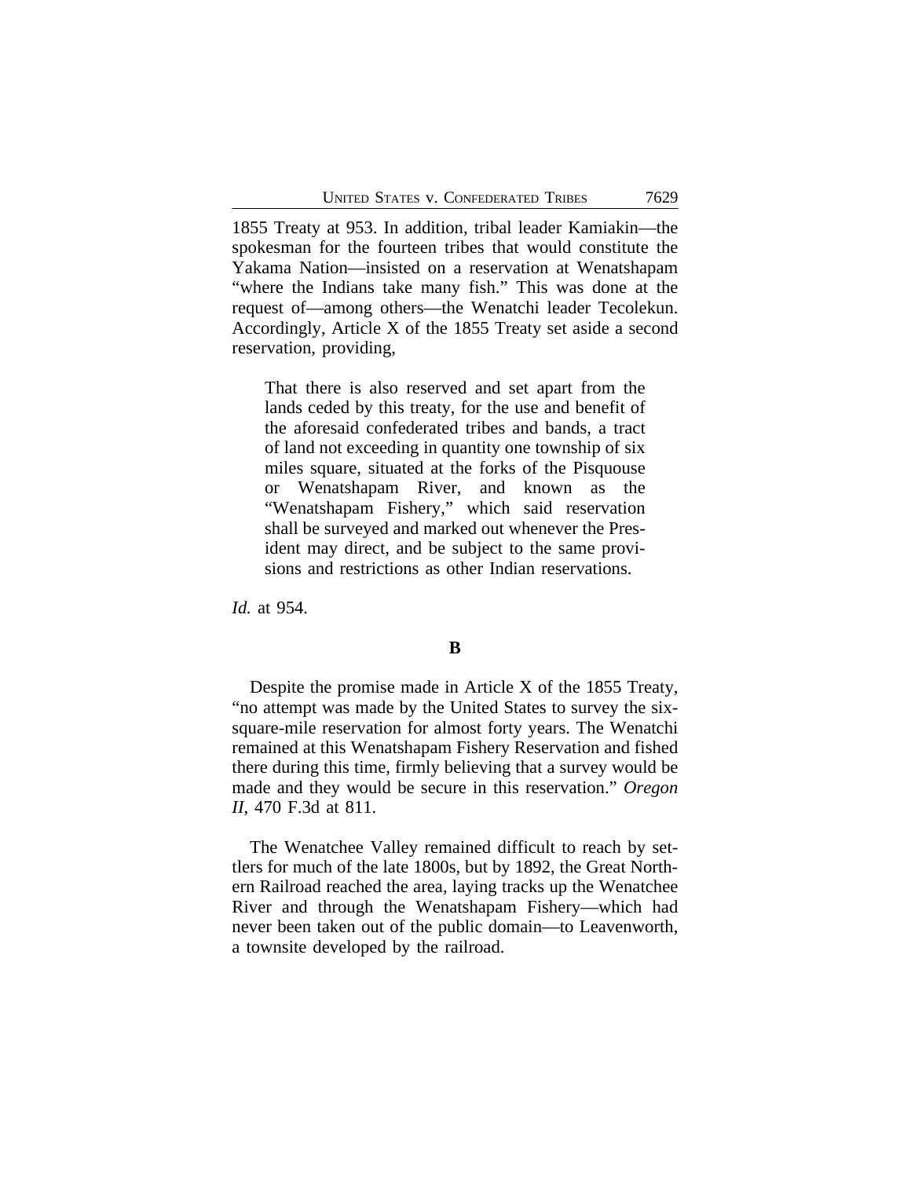1855 Treaty at 953. In addition, tribal leader Kamiakin—the spokesman for the fourteen tribes that would constitute the Yakama Nation—insisted on a reservation at Wenatshapam "where the Indians take many fish." This was done at the request of—among others—the Wenatchi leader Tecolekun. Accordingly, Article X of the 1855 Treaty set aside a second reservation, providing,

> That there is also reserved and set apart from the lands ceded by this treaty, for the use and benefit of the aforesaid confederated tribes and bands, a tract of land not exceeding in quantity one township of six miles square, situated at the forks of the Pisquouse or Wenatshapam River, and known as the "Wenatshapam Fishery," which said reservation shall be surveyed and marked out whenever the President may direct, and be subject to the same provisions and restrictions as other Indian reservations.

*Id.* at 954.

### B

Despite the promise made in Article X of the 1855 Treaty, "no attempt was made by the United States to survey the six-square-mile reservation for almost forty years. The Wenatchi remained at this Wenatshapam Fishery Reservation and fished there during this time, firmly believing that a survey would be made and they would be secure in this reservation." *Oregon II*, 470 F.3d at 811.

The Wenatchee Valley remained difficult to reach by settlers for much of the late 1800s, but by 1892, the Great Northern Railroad reached the area, laying tracks up the Wenatchee River and through the Wenatshapam Fishery—which had never been taken out of the public domain—to Leavenworth, a townsite developed by the railroad.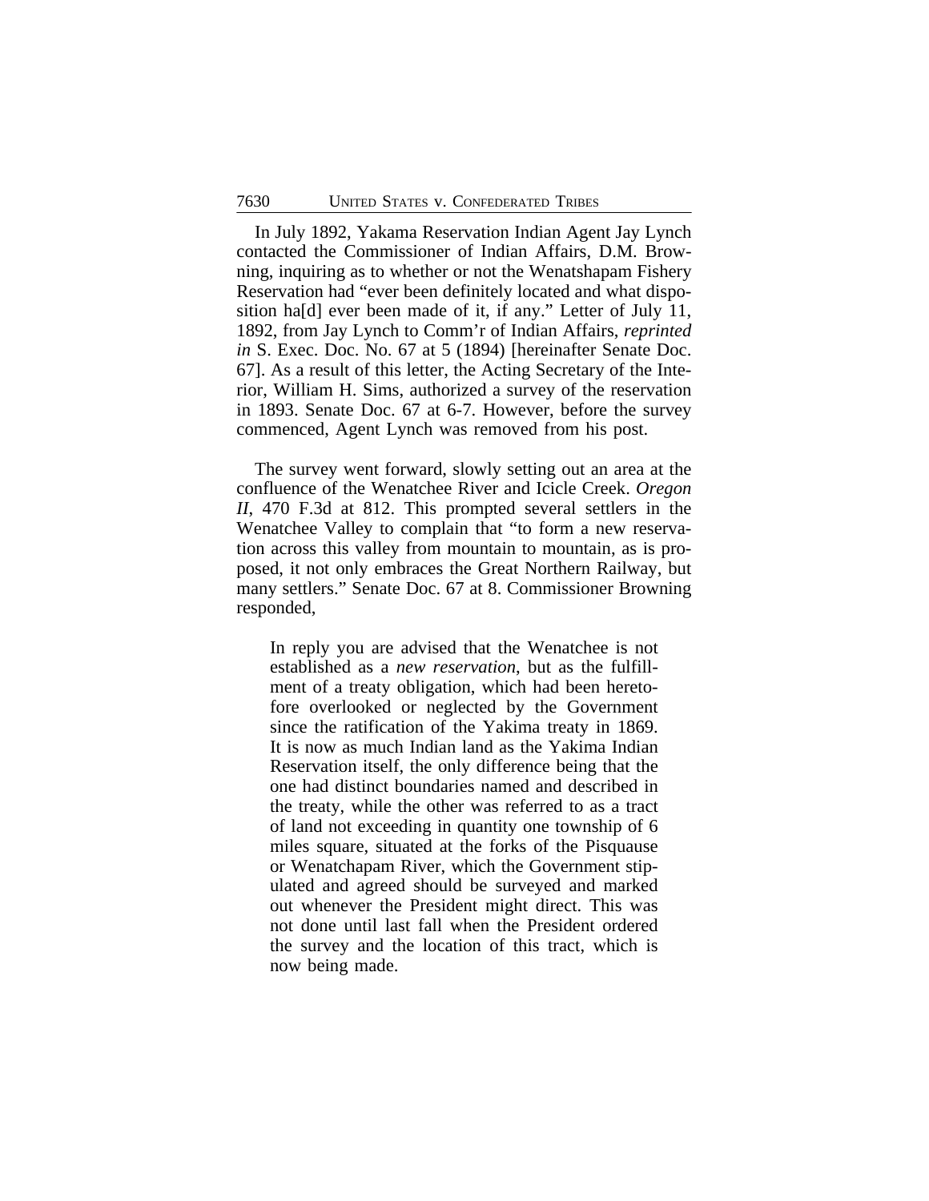In July 1892, Yakama Reservation Indian Agent Jay Lynch contacted the Commissioner of Indian Affairs, D.M. Browning, inquiring as to whether or not the Wenatshapam Fishery Reservation had "ever been definitely located and what disposition ha[d] ever been made of it, if any." Letter of July 11, 1892, from Jay Lynch to Comm'r of Indian Affairs, *reprinted in* S. Exec. Doc. No. 67 at 5 (1894) [hereinafter Senate Doc. 67]. As a result of this letter, the Acting Secretary of the Interior, William H. Sims, authorized a survey of the reservation in 1893. Senate Doc. 67 at 6-7. However, before the survey commenced, Agent Lynch was removed from his post.

The survey went forward, slowly setting out an area at the confluence of the Wenatchee River and Icicle Creek. *Oregon II*, 470 F.3d at 812. This prompted several settlers in the Wenatchee Valley to complain that "to form a new reservation across this valley from mountain to mountain, as is proposed, it not only embraces the Great Northern Railway, but many settlers." Senate Doc. 67 at 8. Commissioner Browning responded,

> In reply you are advised that the Wenatchee is not established as a *new reservation*, but as the fulfillment of a treaty obligation, which had been heretofore overlooked or neglected by the Government since the ratification of the Yakima treaty in 1869. It is now as much Indian land as the Yakima Indian Reservation itself, the only difference being that the one had distinct boundaries named and described in the treaty, while the other was referred to as a tract of land not exceeding in quantity one township of 6 miles square, situated at the forks of the Pisquause or Wenatchapam River, which the Government stipulated and agreed should be surveyed and marked out whenever the President might direct. This was not done until last fall when the President ordered the survey and the location of this tract, which is now being made.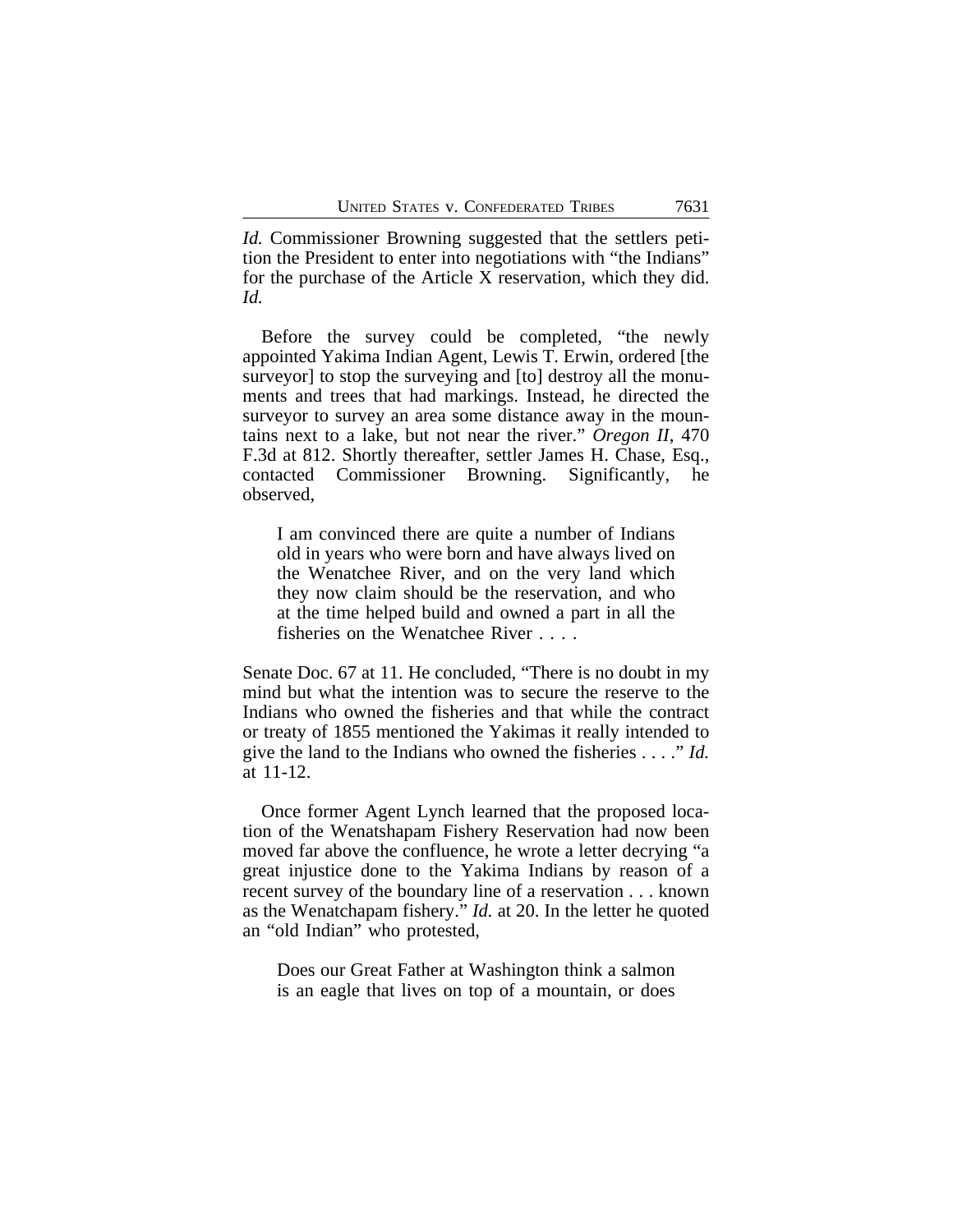*Id.* Commissioner Browning suggested that the settlers petition the President to enter into negotiations with "the Indians" for the purchase of the Article X reservation, which they did. *Id.*

Before the survey could be completed, "the newly appointed Yakima Indian Agent, Lewis T. Erwin, ordered [the surveyor] to stop the surveying and [to] destroy all the monuments and trees that had markings. Instead, he directed the surveyor to survey an area some distance away in the mountains next to a lake, but not near the river." *Oregon II*, 470 F.3d at 812. Shortly thereafter, settler James H. Chase, Esq., contacted Commissioner Browning. Significantly, he observed,

> I am convinced there are quite a number of Indians old in years who were born and have always lived on the Wenatchee River, and on the very land which they now claim should be the reservation, and who at the time helped build and owned a part in all the fisheries on the Wenatchee River . . . .

Senate Doc. 67 at 11. He concluded, "There is no doubt in my mind but what the intention was to secure the reserve to the Indians who owned the fisheries and that while the contract or treaty of 1855 mentioned the Yakimas it really intended to give the land to the Indians who owned the fisheries . . . ." *Id.* at 11-12.

Once former Agent Lynch learned that the proposed location of the Wenatshapam Fishery Reservation had now been moved far above the confluence, he wrote a letter decrying "a great injustice done to the Yakima Indians by reason of a recent survey of the boundary line of a reservation . . . known as the Wenatchapam fishery." *Id.* at 20. In the letter he quoted an "old Indian" who protested,

> Does our Great Father at Washington think a salmon is an eagle that lives on top of a mountain, or does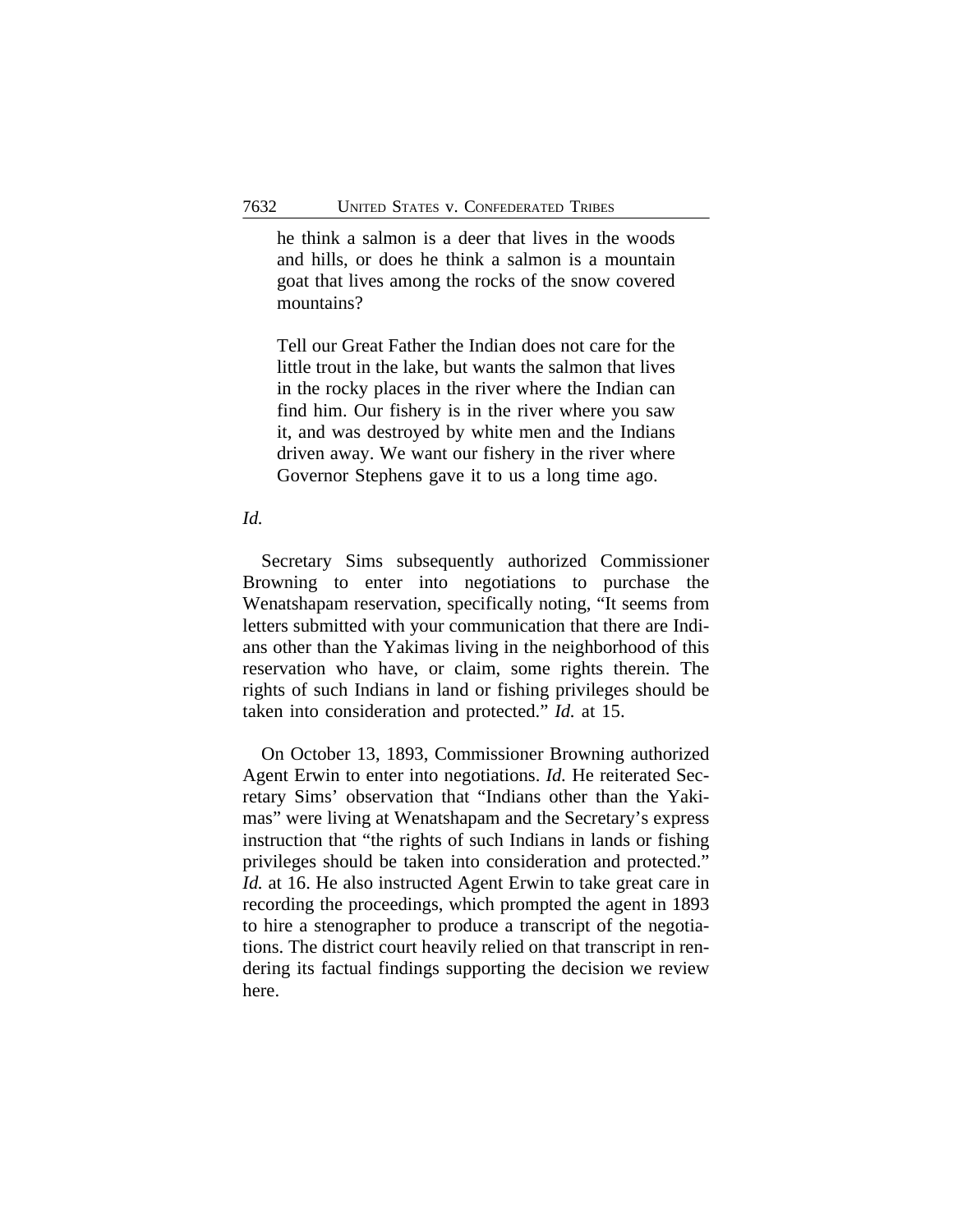> he think a salmon is a deer that lives in the woods and hills, or does he think a salmon is a mountain goat that lives among the rocks of the snow covered mountains?
>
> Tell our Great Father the Indian does not care for the little trout in the lake, but wants the salmon that lives in the rocky places in the river where the Indian can find him. Our fishery is in the river where you saw it, and was destroyed by white men and the Indians driven away. We want our fishery in the river where Governor Stephens gave it to us a long time ago.

*Id.*

Secretary Sims subsequently authorized Commissioner Browning to enter into negotiations to purchase the Wenatshapam reservation, specifically noting, "It seems from letters submitted with your communication that there are Indians other than the Yakimas living in the neighborhood of this reservation who have, or claim, some rights therein. The rights of such Indians in land or fishing privileges should be taken into consideration and protected." *Id.* at 15.

On October 13, 1893, Commissioner Browning authorized Agent Erwin to enter into negotiations. *Id.* He reiterated Secretary Sims' observation that "Indians other than the Yakimas" were living at Wenatshapam and the Secretary's express instruction that "the rights of such Indians in lands or fishing privileges should be taken into consideration and protected." *Id.* at 16. He also instructed Agent Erwin to take great care in recording the proceedings, which prompted the agent in 1893 to hire a stenographer to produce a transcript of the negotiations. The district court heavily relied on that transcript in rendering its factual findings supporting the decision we review here.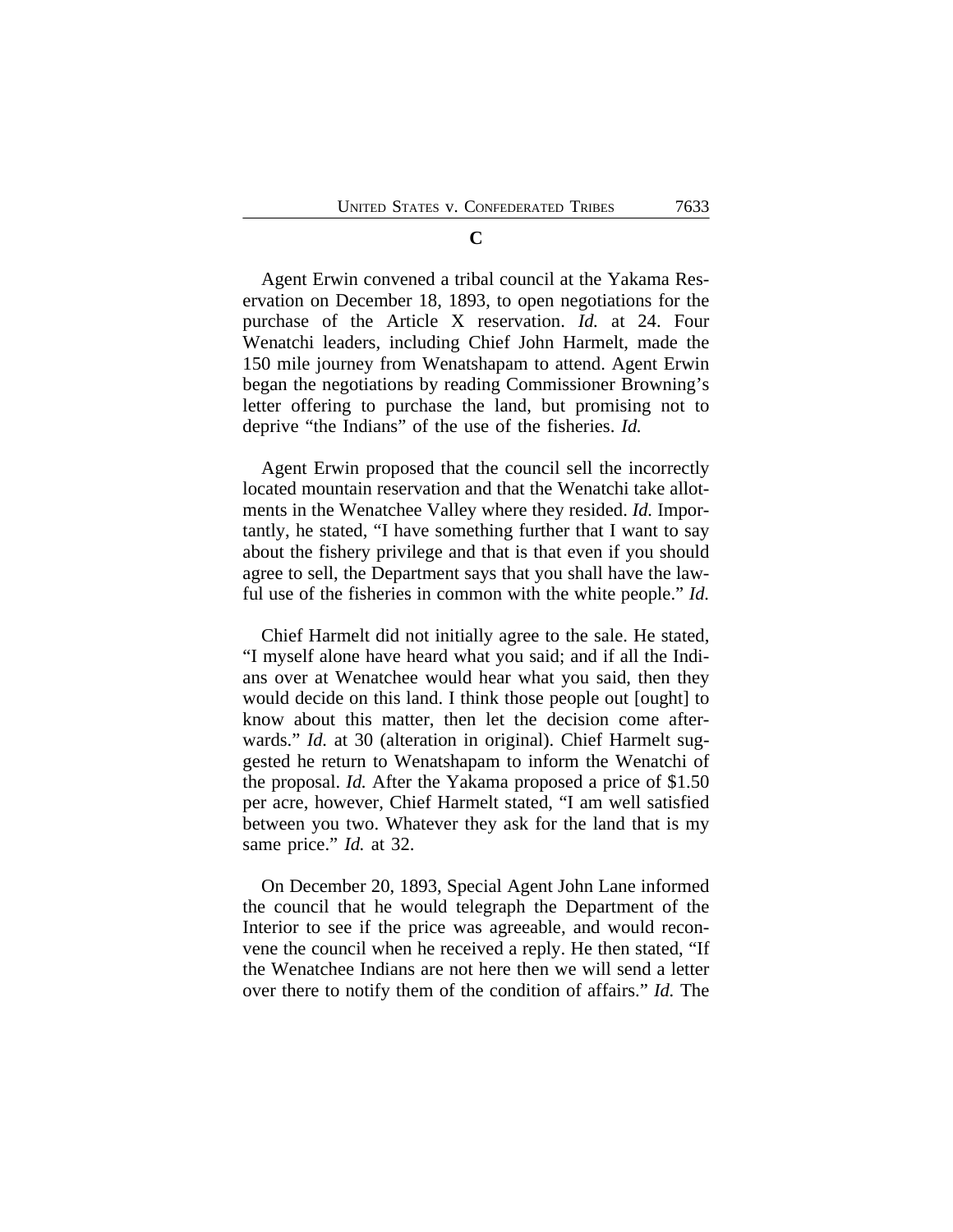**C**

Agent Erwin convened a tribal council at the Yakama Reservation on December 18, 1893, to open negotiations for the purchase of the Article X reservation. *Id.* at 24. Four Wenatchi leaders, including Chief John Harmelt, made the 150 mile journey from Wenatshapam to attend. Agent Erwin began the negotiations by reading Commissioner Browning's letter offering to purchase the land, but promising not to deprive "the Indians" of the use of the fisheries. *Id.*

Agent Erwin proposed that the council sell the incorrectly located mountain reservation and that the Wenatchi take allotments in the Wenatchee Valley where they resided. *Id.* Importantly, he stated, "I have something further that I want to say about the fishery privilege and that is that even if you should agree to sell, the Department says that you shall have the lawful use of the fisheries in common with the white people." *Id.*

Chief Harmelt did not initially agree to the sale. He stated, "I myself alone have heard what you said; and if all the Indians over at Wenatchee would hear what you said, then they would decide on this land. I think those people out [ought] to know about this matter, then let the decision come afterwards." *Id.* at 30 (alteration in original). Chief Harmelt suggested he return to Wenatshapam to inform the Wenatchi of the proposal. *Id.* After the Yakama proposed a price of $1.50 per acre, however, Chief Harmelt stated, "I am well satisfied between you two. Whatever they ask for the land that is my same price." *Id.* at 32.

On December 20, 1893, Special Agent John Lane informed the council that he would telegraph the Department of the Interior to see if the price was agreeable, and would reconvene the council when he received a reply. He then stated, "If the Wenatchee Indians are not here then we will send a letter over there to notify them of the condition of affairs." *Id.* The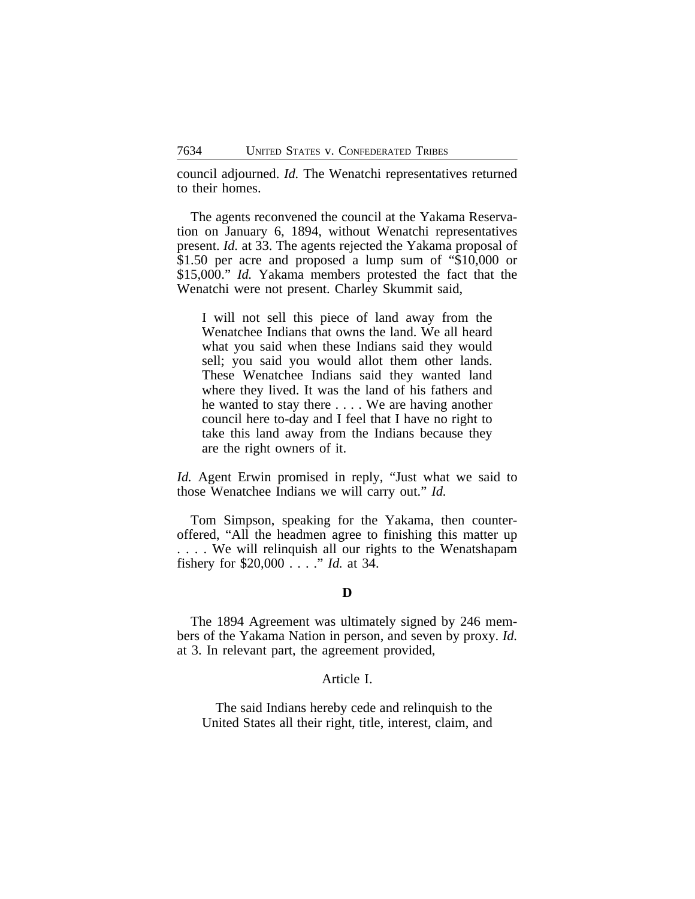council adjourned. *Id.* The Wenatchi representatives returned to their homes.

The agents reconvened the council at the Yakama Reservation on January 6, 1894, without Wenatchi representatives present. *Id.* at 33. The agents rejected the Yakama proposal of $1.50 per acre and proposed a lump sum of "$10,000 or $15,000." *Id.* Yakama members protested the fact that the Wenatchi were not present. Charley Skummit said,

> I will not sell this piece of land away from the Wenatchee Indians that owns the land. We all heard what you said when these Indians said they would sell; you said you would allot them other lands. These Wenatchee Indians said they wanted land where they lived. It was the land of his fathers and he wanted to stay there . . . . We are having another council here to-day and I feel that I have no right to take this land away from the Indians because they are the right owners of it.

*Id.* Agent Erwin promised in reply, "Just what we said to those Wenatchee Indians we will carry out." *Id.*

Tom Simpson, speaking for the Yakama, then counteroffered, "All the headmen agree to finishing this matter up . . . . We will relinquish all our rights to the Wenatshapam fishery for $20,000 . . . ." *Id.* at 34.

### D

The 1894 Agreement was ultimately signed by 246 members of the Yakama Nation in person, and seven by proxy. *Id.* at 3. In relevant part, the agreement provided,

> Article I.
>
> The said Indians hereby cede and relinquish to the United States all their right, title, interest, claim, and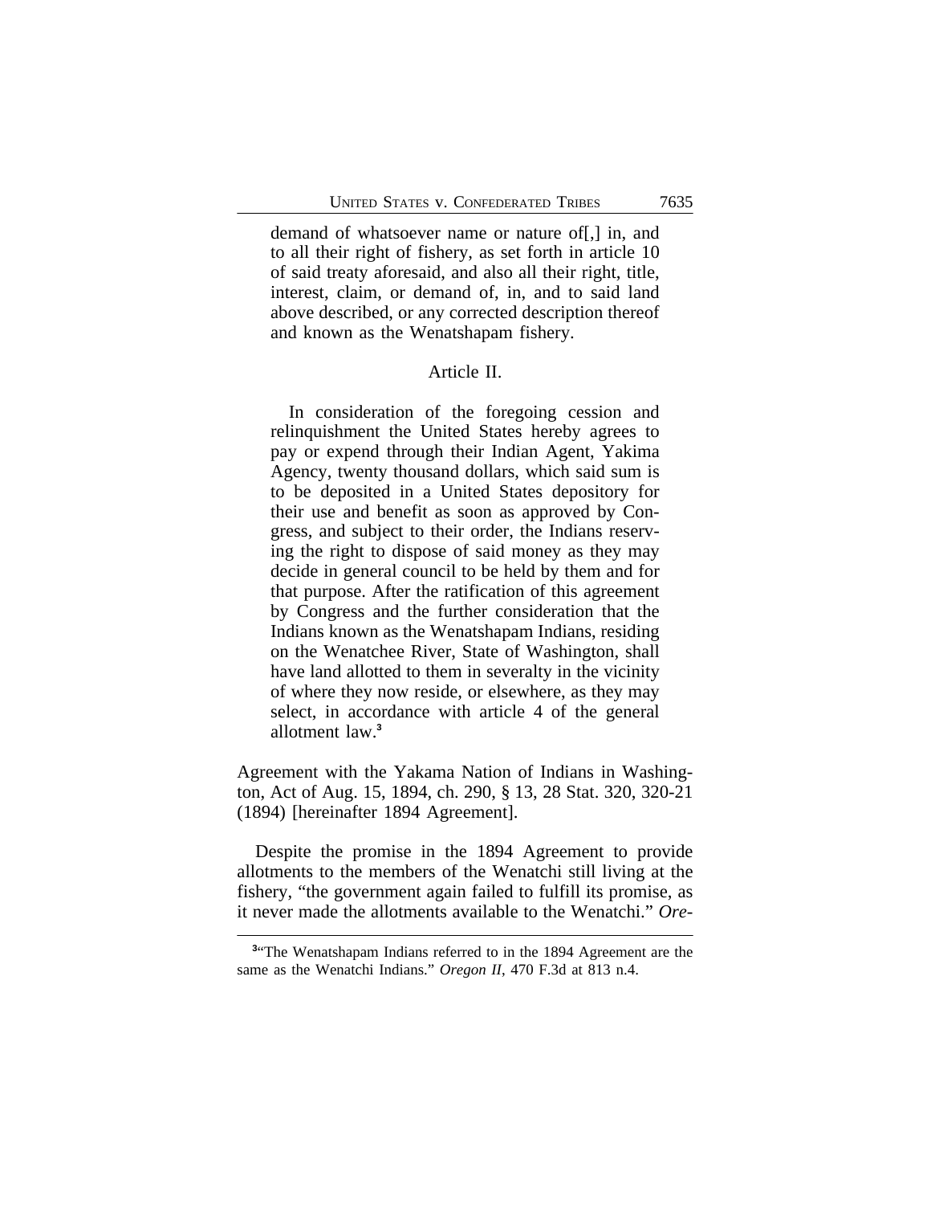> demand of whatsoever name or nature of[,] in, and to all their right of fishery, as set forth in article 10 of said treaty aforesaid, and also all their right, title, interest, claim, or demand of, in, and to said land above described, or any corrected description thereof and known as the Wenatshapam fishery.
>
> Article II.
>
> In consideration of the foregoing cession and relinquishment the United States hereby agrees to pay or expend through their Indian Agent, Yakima Agency, twenty thousand dollars, which said sum is to be deposited in a United States depository for their use and benefit as soon as approved by Congress, and subject to their order, the Indians reserving the right to dispose of said money as they may decide in general council to be held by them and for that purpose. After the ratification of this agreement by Congress and the further consideration that the Indians known as the Wenatshapam Indians, residing on the Wenatchee River, State of Washington, shall have land allotted to them in severalty in the vicinity of where they now reside, or elsewhere, as they may select, in accordance with article 4 of the general allotment law.[3]

Agreement with the Yakama Nation of Indians in Washington, Act of Aug. 15, 1894, ch. 290, § 13, 28 Stat. 320, 320-21 (1894) [hereinafter 1894 Agreement].

Despite the promise in the 1894 Agreement to provide allotments to the members of the Wenatchi still living at the fishery, "the government again failed to fulfill its promise, as it never made the allotments available to the Wenatchi." *Ore-*

[3] "The Wenatshapam Indians referred to in the 1894 Agreement are the same as the Wenatchi Indians." *Oregon II*, 470 F.3d at 813 n.4.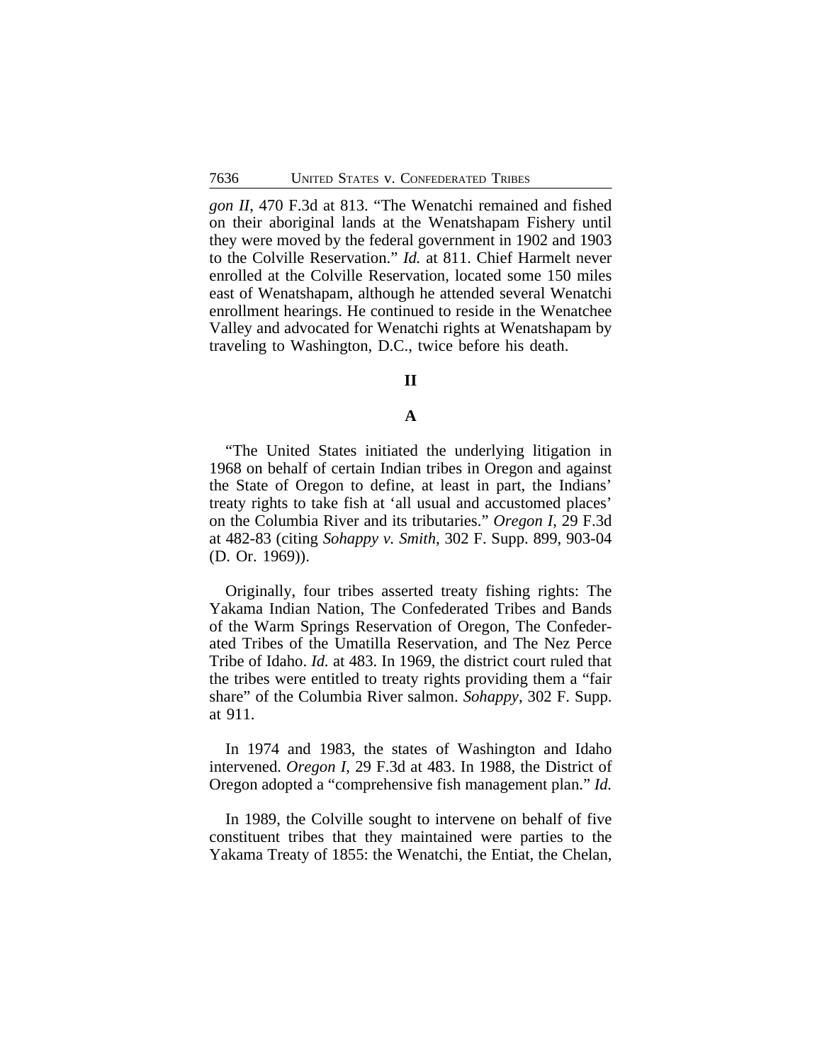*gon II*, 470 F.3d at 813. "The Wenatchi remained and fished on their aboriginal lands at the Wenatshapam Fishery until they were moved by the federal government in 1902 and 1903 to the Colville Reservation." *Id.* at 811. Chief Harmelt never enrolled at the Colville Reservation, located some 150 miles east of Wenatshapam, although he attended several Wenatchi enrollment hearings. He continued to reside in the Wenatchee Valley and advocated for Wenatchi rights at Wenatshapam by traveling to Washington, D.C., twice before his death.

## II

### A

"The United States initiated the underlying litigation in 1968 on behalf of certain Indian tribes in Oregon and against the State of Oregon to define, at least in part, the Indians' treaty rights to take fish at 'all usual and accustomed places' on the Columbia River and its tributaries." *Oregon I*, 29 F.3d at 482-83 (citing *Sohappy v. Smith*, 302 F. Supp. 899, 903-04 (D. Or. 1969)).

Originally, four tribes asserted treaty fishing rights: The Yakama Indian Nation, The Confederated Tribes and Bands of the Warm Springs Reservation of Oregon, The Confederated Tribes of the Umatilla Reservation, and The Nez Perce Tribe of Idaho. *Id.* at 483. In 1969, the district court ruled that the tribes were entitled to treaty rights providing them a "fair share" of the Columbia River salmon. *Sohappy*, 302 F. Supp. at 911.

In 1974 and 1983, the states of Washington and Idaho intervened. *Oregon I*, 29 F.3d at 483. In 1988, the District of Oregon adopted a "comprehensive fish management plan." *Id.*

In 1989, the Colville sought to intervene on behalf of five constituent tribes that they maintained were parties to the Yakama Treaty of 1855: the Wenatchi, the Entiat, the Chelan,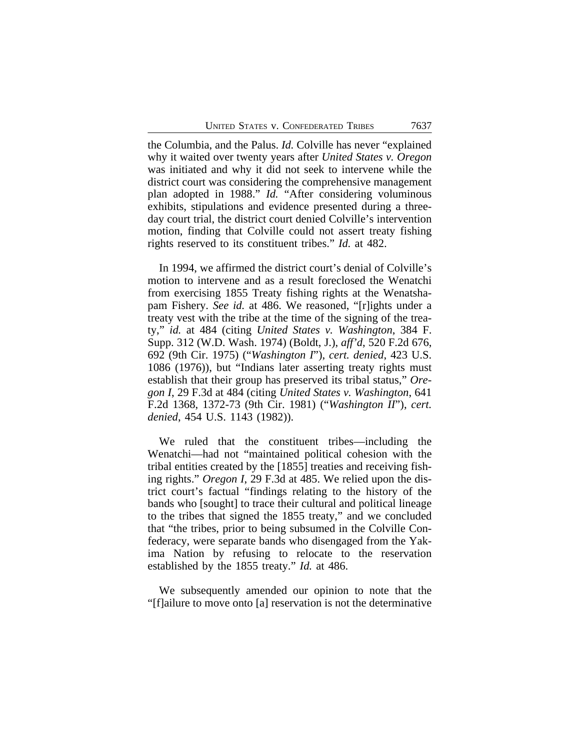the Columbia, and the Palus. *Id.* Colville has never "explained why it waited over twenty years after *United States v. Oregon* was initiated and why it did not seek to intervene while the district court was considering the comprehensive management plan adopted in 1988." *Id.* "After considering voluminous exhibits, stipulations and evidence presented during a three-day court trial, the district court denied Colville's intervention motion, finding that Colville could not assert treaty fishing rights reserved to its constituent tribes." *Id.* at 482.

In 1994, we affirmed the district court's denial of Colville's motion to intervene and as a result foreclosed the Wenatchi from exercising 1855 Treaty fishing rights at the Wenatshapam Fishery. *See id.* at 486. We reasoned, "[r]ights under a treaty vest with the tribe at the time of the signing of the treaty," *id.* at 484 (citing *United States v. Washington*, 384 F. Supp. 312 (W.D. Wash. 1974) (Boldt, J.), *aff'd*, 520 F.2d 676, 692 (9th Cir. 1975) ("*Washington I*"), *cert. denied*, 423 U.S. 1086 (1976)), but "Indians later asserting treaty rights must establish that their group has preserved its tribal status," *Oregon I*, 29 F.3d at 484 (citing *United States v. Washington*, 641 F.2d 1368, 1372-73 (9th Cir. 1981) ("*Washington II*"), *cert. denied*, 454 U.S. 1143 (1982)).

We ruled that the constituent tribes—including the Wenatchi—had not "maintained political cohesion with the tribal entities created by the [1855] treaties and receiving fishing rights." *Oregon I*, 29 F.3d at 485. We relied upon the district court's factual "findings relating to the history of the bands who [sought] to trace their cultural and political lineage to the tribes that signed the 1855 treaty," and we concluded that "the tribes, prior to being subsumed in the Colville Confederacy, were separate bands who disengaged from the Yakima Nation by refusing to relocate to the reservation established by the 1855 treaty." *Id.* at 486.

We subsequently amended our opinion to note that the "[f]ailure to move onto [a] reservation is not the determinative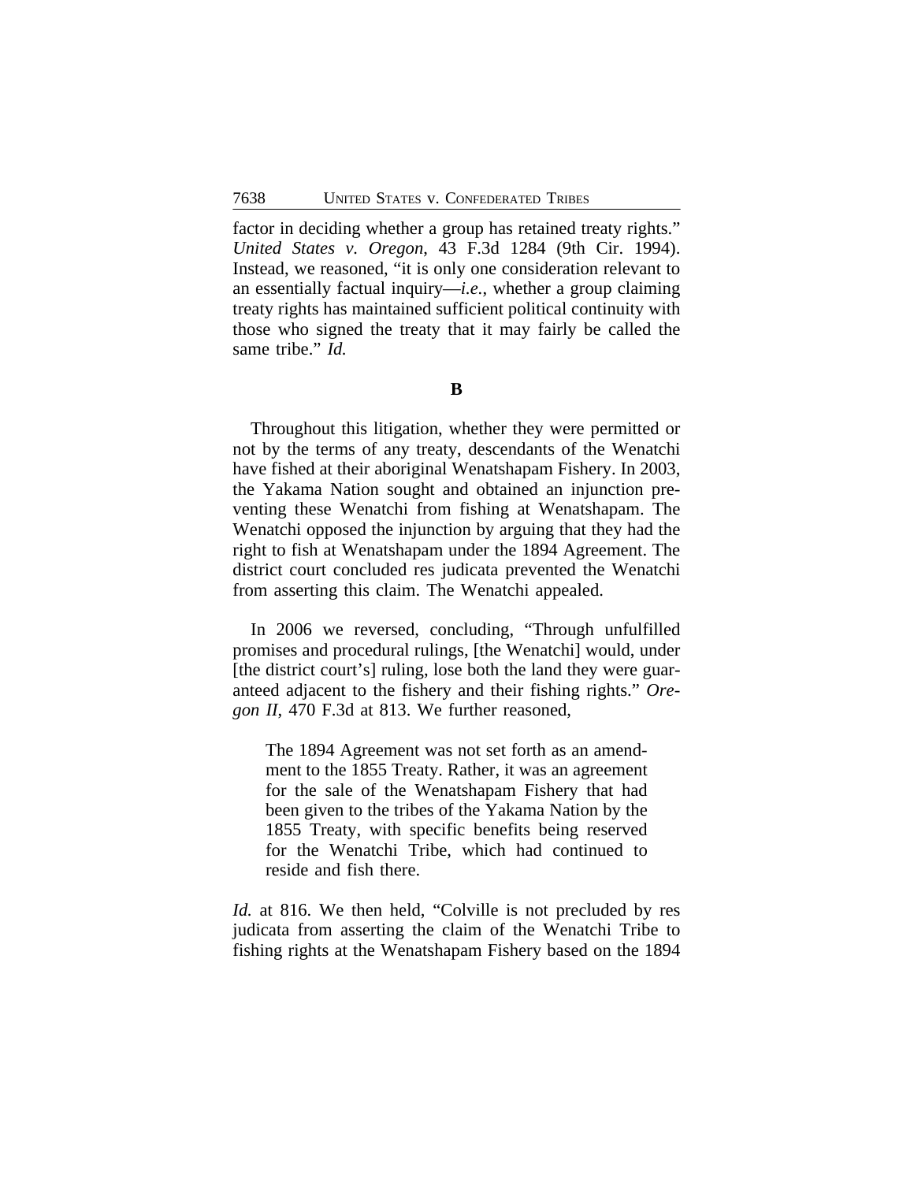factor in deciding whether a group has retained treaty rights." *United States v. Oregon*, 43 F.3d 1284 (9th Cir. 1994). Instead, we reasoned, "it is only one consideration relevant to an essentially factual inquiry—*i.e.*, whether a group claiming treaty rights has maintained sufficient political continuity with those who signed the treaty that it may fairly be called the same tribe." *Id.*

**B**

Throughout this litigation, whether they were permitted or not by the terms of any treaty, descendants of the Wenatchi have fished at their aboriginal Wenatshapam Fishery. In 2003, the Yakama Nation sought and obtained an injunction preventing these Wenatchi from fishing at Wenatshapam. The Wenatchi opposed the injunction by arguing that they had the right to fish at Wenatshapam under the 1894 Agreement. The district court concluded res judicata prevented the Wenatchi from asserting this claim. The Wenatchi appealed.

In 2006 we reversed, concluding, "Through unfulfilled promises and procedural rulings, [the Wenatchi] would, under [the district court's] ruling, lose both the land they were guaranteed adjacent to the fishery and their fishing rights." *Oregon II*, 470 F.3d at 813. We further reasoned,

> The 1894 Agreement was not set forth as an amendment to the 1855 Treaty. Rather, it was an agreement for the sale of the Wenatshapam Fishery that had been given to the tribes of the Yakama Nation by the 1855 Treaty, with specific benefits being reserved for the Wenatchi Tribe, which had continued to reside and fish there.

*Id.* at 816. We then held, "Colville is not precluded by res judicata from asserting the claim of the Wenatchi Tribe to fishing rights at the Wenatshapam Fishery based on the 1894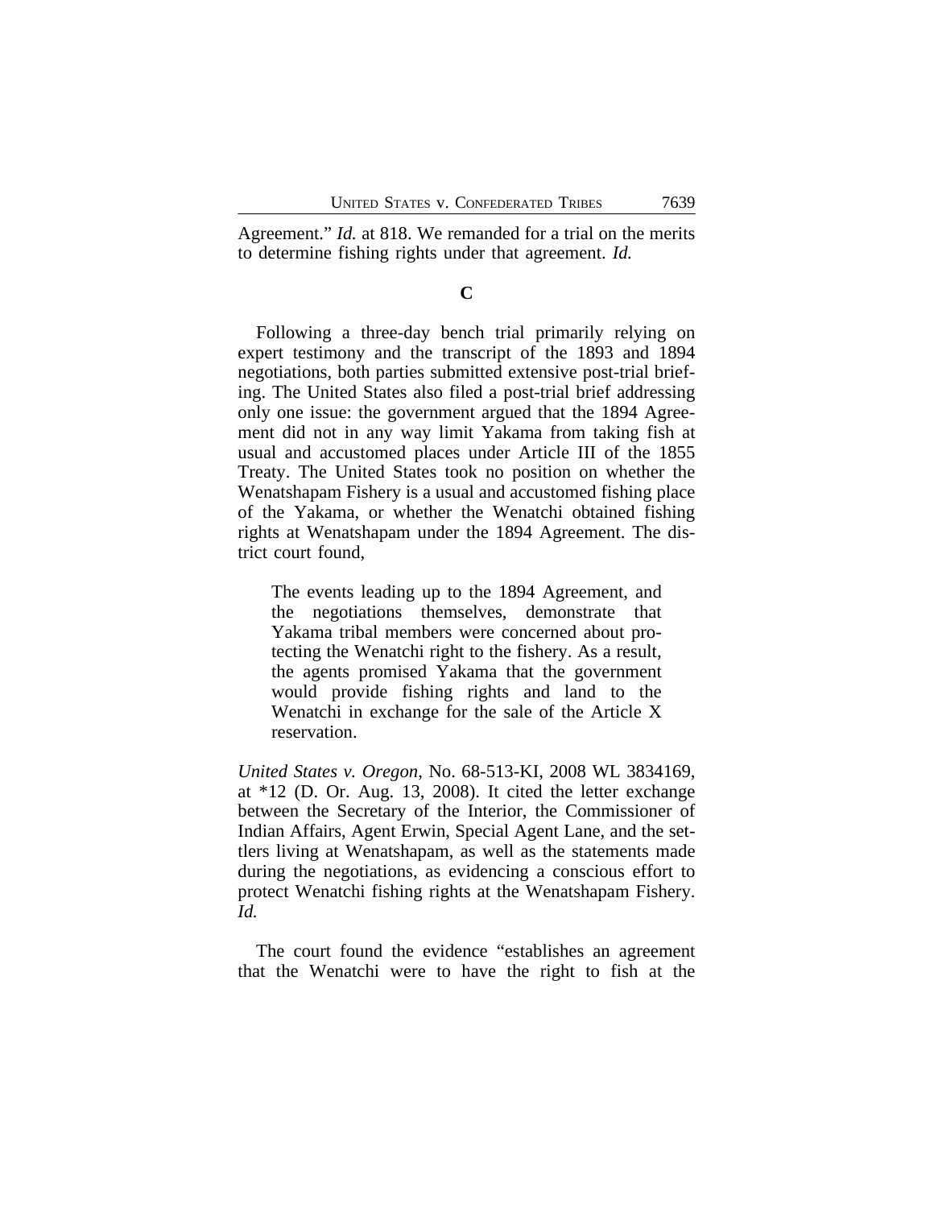Agreement." *Id.* at 818. We remanded for a trial on the merits to determine fishing rights under that agreement. *Id.*

**C**

Following a three-day bench trial primarily relying on expert testimony and the transcript of the 1893 and 1894 negotiations, both parties submitted extensive post-trial briefing. The United States also filed a post-trial brief addressing only one issue: the government argued that the 1894 Agreement did not in any way limit Yakama from taking fish at usual and accustomed places under Article III of the 1855 Treaty. The United States took no position on whether the Wenatshapam Fishery is a usual and accustomed fishing place of the Yakama, or whether the Wenatchi obtained fishing rights at Wenatshapam under the 1894 Agreement. The district court found,

> The events leading up to the 1894 Agreement, and the negotiations themselves, demonstrate that Yakama tribal members were concerned about protecting the Wenatchi right to the fishery. As a result, the agents promised Yakama that the government would provide fishing rights and land to the Wenatchi in exchange for the sale of the Article X reservation.

*United States v. Oregon*, No. 68-513-KI, 2008 WL 3834169, at *12 (D. Or. Aug. 13, 2008). It cited the letter exchange between the Secretary of the Interior, the Commissioner of Indian Affairs, Agent Erwin, Special Agent Lane, and the settlers living at Wenatshapam, as well as the statements made during the negotiations, as evidencing a conscious effort to protect Wenatchi fishing rights at the Wenatshapam Fishery. *Id.*

The court found the evidence "establishes an agreement that the Wenatchi were to have the right to fish at the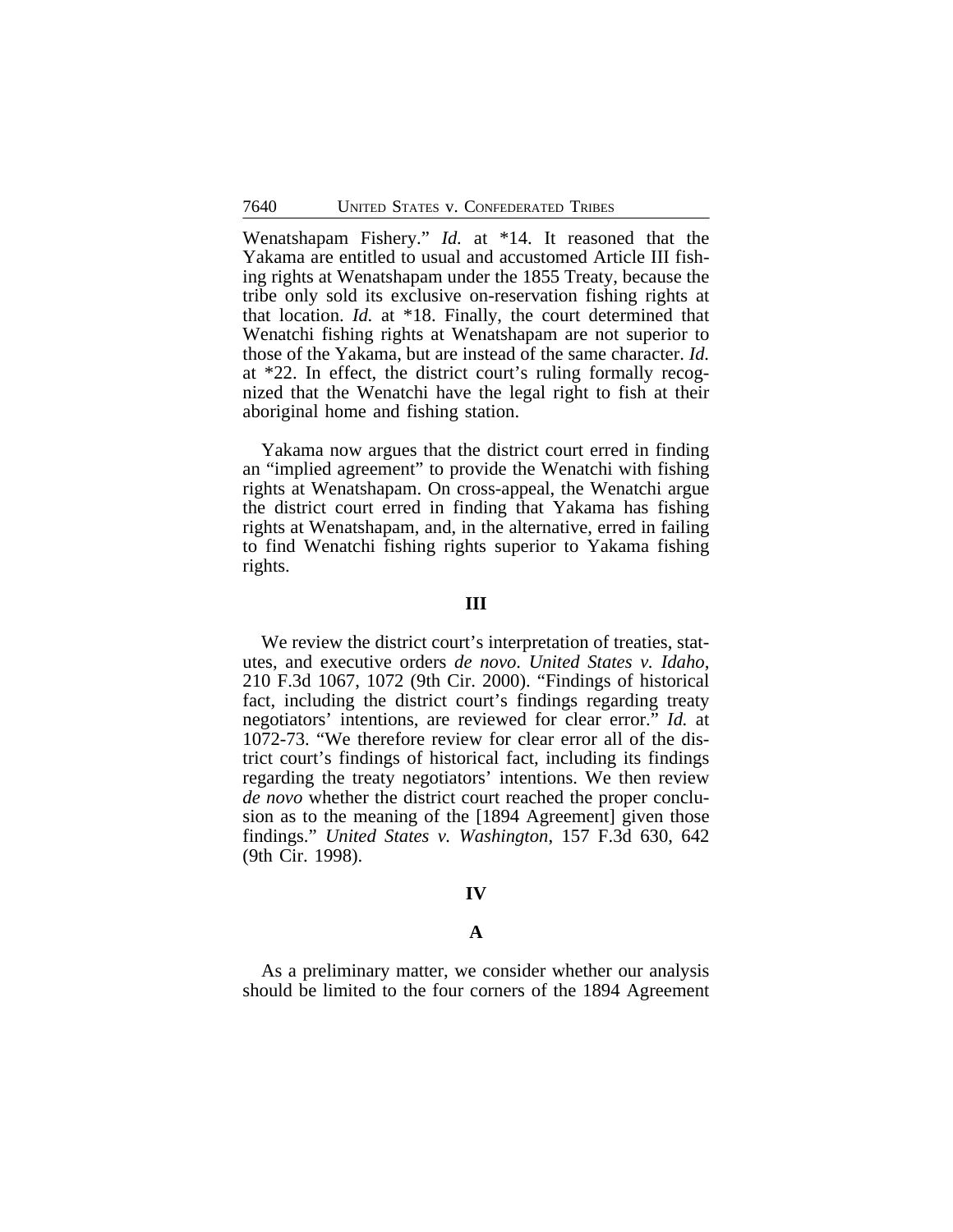Wenatshapam Fishery." *Id.* at *14. It reasoned that the Yakama are entitled to usual and accustomed Article III fishing rights at Wenatshapam under the 1855 Treaty, because the tribe only sold its exclusive on-reservation fishing rights at that location. *Id.* at *18. Finally, the court determined that Wenatchi fishing rights at Wenatshapam are not superior to those of the Yakama, but are instead of the same character. *Id.* at *22. In effect, the district court's ruling formally recognized that the Wenatchi have the legal right to fish at their aboriginal home and fishing station.

Yakama now argues that the district court erred in finding an "implied agreement" to provide the Wenatchi with fishing rights at Wenatshapam. On cross-appeal, the Wenatchi argue the district court erred in finding that Yakama has fishing rights at Wenatshapam, and, in the alternative, erred in failing to find Wenatchi fishing rights superior to Yakama fishing rights.

## III

We review the district court's interpretation of treaties, statutes, and executive orders *de novo*. *United States v. Idaho*, 210 F.3d 1067, 1072 (9th Cir. 2000). "Findings of historical fact, including the district court's findings regarding treaty negotiators' intentions, are reviewed for clear error." *Id.* at 1072-73. "We therefore review for clear error all of the district court's findings of historical fact, including its findings regarding the treaty negotiators' intentions. We then review *de novo* whether the district court reached the proper conclusion as to the meaning of the [1894 Agreement] given those findings." *United States v. Washington*, 157 F.3d 630, 642 (9th Cir. 1998).

## IV

### A

As a preliminary matter, we consider whether our analysis should be limited to the four corners of the 1894 Agreement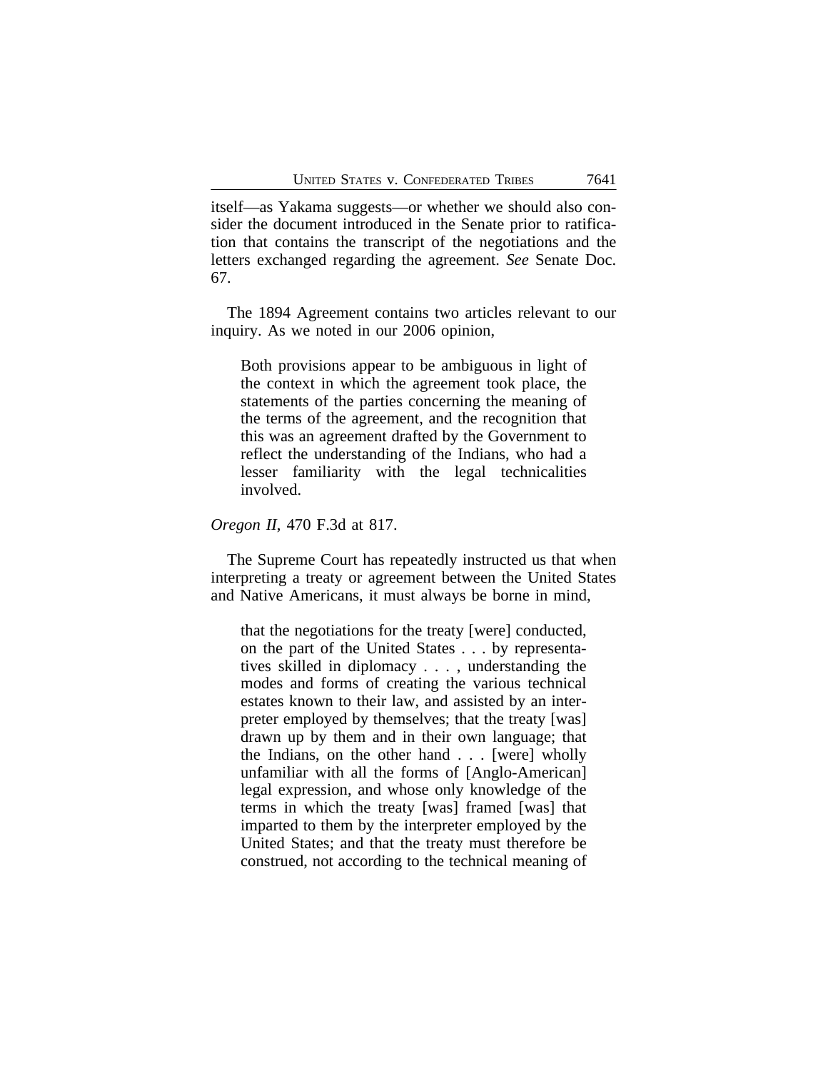itself—as Yakama suggests—or whether we should also consider the document introduced in the Senate prior to ratification that contains the transcript of the negotiations and the letters exchanged regarding the agreement. *See* Senate Doc. 67.

The 1894 Agreement contains two articles relevant to our inquiry. As we noted in our 2006 opinion,

> Both provisions appear to be ambiguous in light of the context in which the agreement took place, the statements of the parties concerning the meaning of the terms of the agreement, and the recognition that this was an agreement drafted by the Government to reflect the understanding of the Indians, who had a lesser familiarity with the legal technicalities involved.

*Oregon II*, 470 F.3d at 817.

The Supreme Court has repeatedly instructed us that when interpreting a treaty or agreement between the United States and Native Americans, it must always be borne in mind,

> that the negotiations for the treaty [were] conducted, on the part of the United States . . . by representatives skilled in diplomacy . . . , understanding the modes and forms of creating the various technical estates known to their law, and assisted by an interpreter employed by themselves; that the treaty [was] drawn up by them and in their own language; that the Indians, on the other hand . . . [were] wholly unfamiliar with all the forms of [Anglo-American] legal expression, and whose only knowledge of the terms in which the treaty [was] framed [was] that imparted to them by the interpreter employed by the United States; and that the treaty must therefore be construed, not according to the technical meaning of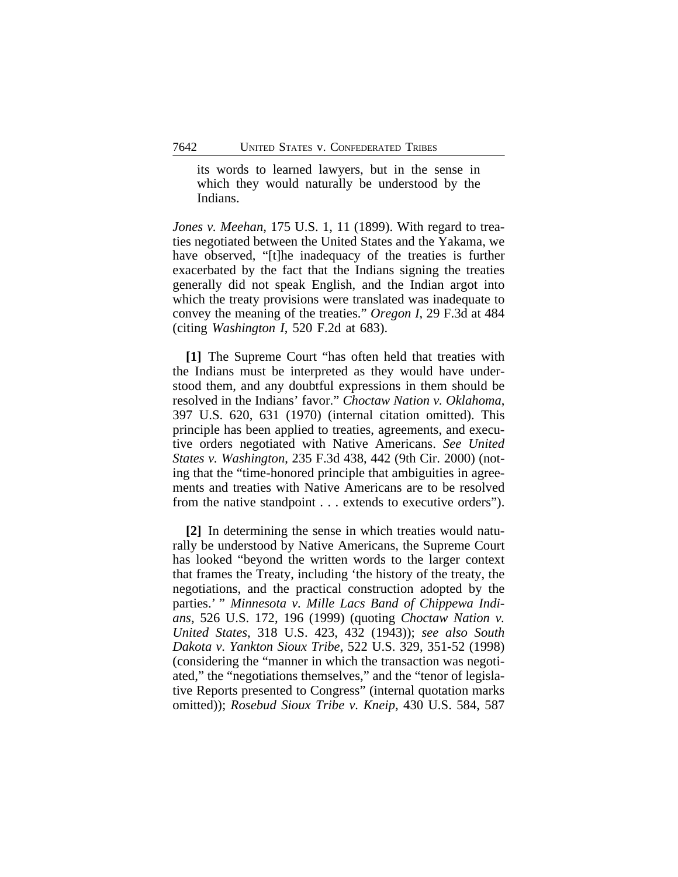> its words to learned lawyers, but in the sense in which they would naturally be understood by the Indians.

*Jones v. Meehan*, 175 U.S. 1, 11 (1899). With regard to treaties negotiated between the United States and the Yakama, we have observed, "[t]he inadequacy of the treaties is further exacerbated by the fact that the Indians signing the treaties generally did not speak English, and the Indian argot into which the treaty provisions were translated was inadequate to convey the meaning of the treaties." *Oregon I*, 29 F.3d at 484 (citing *Washington I*, 520 F.2d at 683).

**[1]** The Supreme Court "has often held that treaties with the Indians must be interpreted as they would have understood them, and any doubtful expressions in them should be resolved in the Indians' favor." *Choctaw Nation v. Oklahoma*, 397 U.S. 620, 631 (1970) (internal citation omitted). This principle has been applied to treaties, agreements, and executive orders negotiated with Native Americans. *See United States v. Washington*, 235 F.3d 438, 442 (9th Cir. 2000) (noting that the "time-honored principle that ambiguities in agreements and treaties with Native Americans are to be resolved from the native standpoint . . . extends to executive orders").

**[2]** In determining the sense in which treaties would naturally be understood by Native Americans, the Supreme Court has looked "beyond the written words to the larger context that frames the Treaty, including 'the history of the treaty, the negotiations, and the practical construction adopted by the parties.' " *Minnesota v. Mille Lacs Band of Chippewa Indians*, 526 U.S. 172, 196 (1999) (quoting *Choctaw Nation v. United States*, 318 U.S. 423, 432 (1943)); *see also South Dakota v. Yankton Sioux Tribe*, 522 U.S. 329, 351-52 (1998) (considering the "manner in which the transaction was negotiated," the "negotiations themselves," and the "tenor of legislative Reports presented to Congress" (internal quotation marks omitted)); *Rosebud Sioux Tribe v. Kneip*, 430 U.S. 584, 587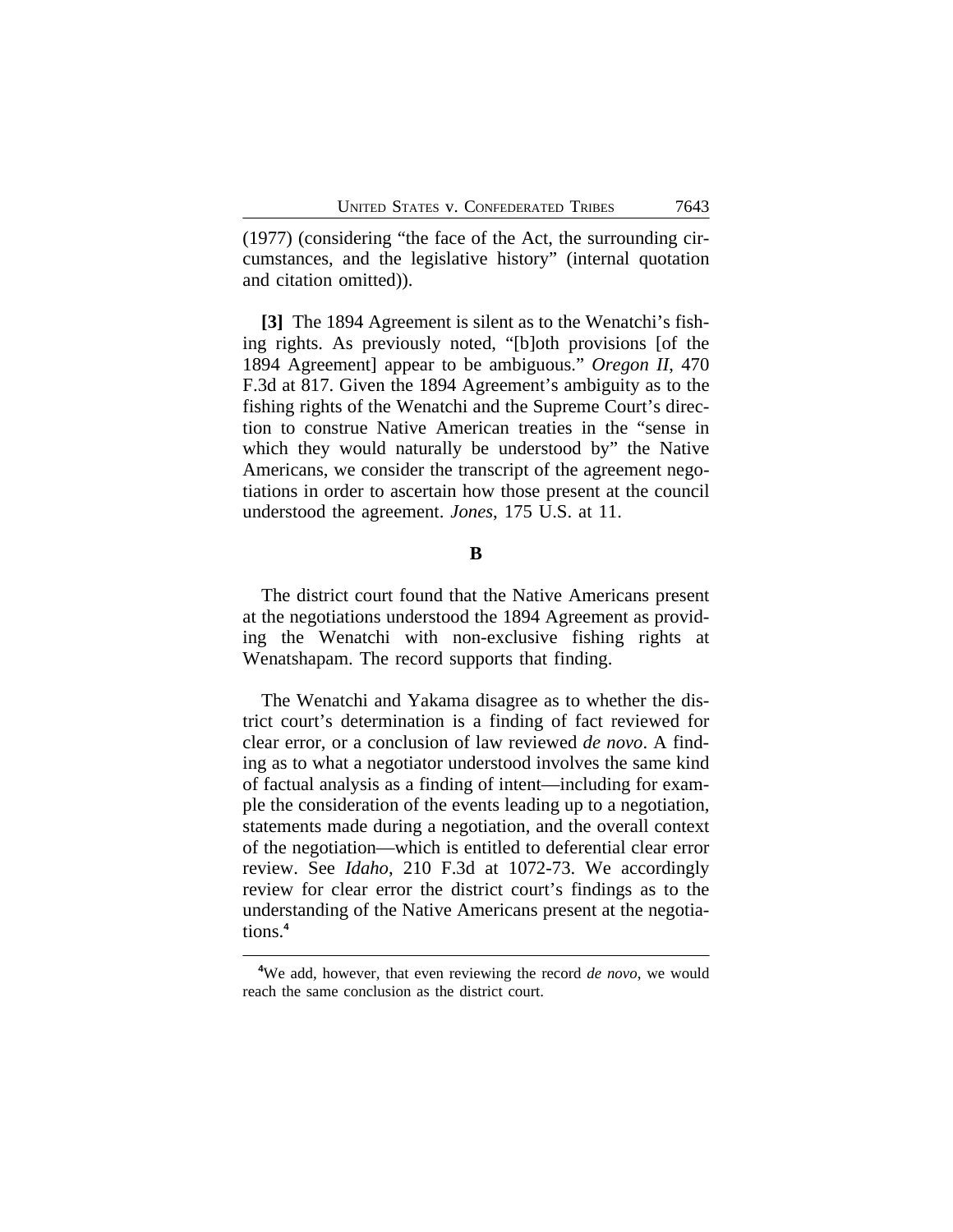(1977) (considering "the face of the Act, the surrounding circumstances, and the legislative history" (internal quotation and citation omitted)).

**[3]** The 1894 Agreement is silent as to the Wenatchi's fishing rights. As previously noted, "[b]oth provisions [of the 1894 Agreement] appear to be ambiguous." *Oregon II*, 470 F.3d at 817. Given the 1894 Agreement's ambiguity as to the fishing rights of the Wenatchi and the Supreme Court's direction to construe Native American treaties in the "sense in which they would naturally be understood by" the Native Americans, we consider the transcript of the agreement negotiations in order to ascertain how those present at the council understood the agreement. *Jones*, 175 U.S. at 11.

### B

The district court found that the Native Americans present at the negotiations understood the 1894 Agreement as providing the Wenatchi with non-exclusive fishing rights at Wenatshapam. The record supports that finding.

The Wenatchi and Yakama disagree as to whether the district court's determination is a finding of fact reviewed for clear error, or a conclusion of law reviewed *de novo*. A finding as to what a negotiator understood involves the same kind of factual analysis as a finding of intent—including for example the consideration of the events leading up to a negotiation, statements made during a negotiation, and the overall context of the negotiation—which is entitled to deferential clear error review. See *Idaho*, 210 F.3d at 1072-73. We accordingly review for clear error the district court's findings as to the understanding of the Native Americans present at the negotiations.[4]

[4]We add, however, that even reviewing the record *de novo*, we would reach the same conclusion as the district court.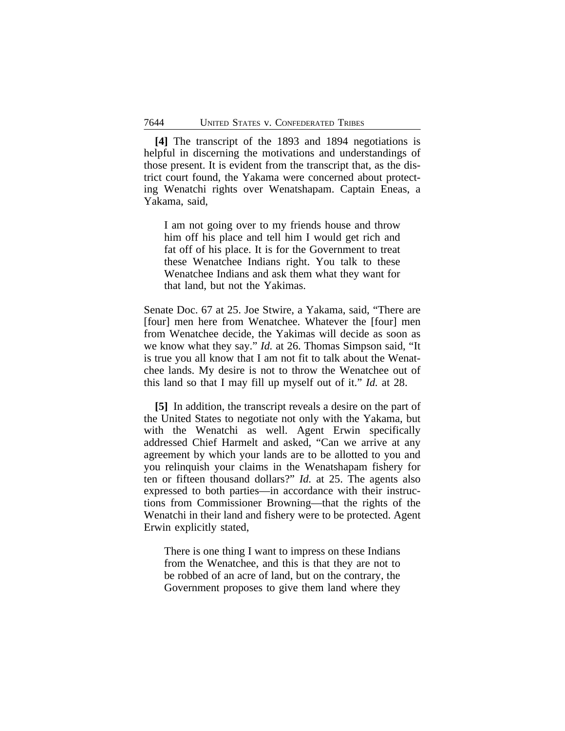**[4]** The transcript of the 1893 and 1894 negotiations is helpful in discerning the motivations and understandings of those present. It is evident from the transcript that, as the district court found, the Yakama were concerned about protecting Wenatchi rights over Wenatshapam. Captain Eneas, a Yakama, said,

> I am not going over to my friends house and throw him off his place and tell him I would get rich and fat off of his place. It is for the Government to treat these Wenatchee Indians right. You talk to these Wenatchee Indians and ask them what they want for that land, but not the Yakimas.

Senate Doc. 67 at 25. Joe Stwire, a Yakama, said, "There are [four] men here from Wenatchee. Whatever the [four] men from Wenatchee decide, the Yakimas will decide as soon as we know what they say." *Id.* at 26. Thomas Simpson said, "It is true you all know that I am not fit to talk about the Wenatchee lands. My desire is not to throw the Wenatchee out of this land so that I may fill up myself out of it." *Id.* at 28.

**[5]** In addition, the transcript reveals a desire on the part of the United States to negotiate not only with the Yakama, but with the Wenatchi as well. Agent Erwin specifically addressed Chief Harmelt and asked, "Can we arrive at any agreement by which your lands are to be allotted to you and you relinquish your claims in the Wenatshapam fishery for ten or fifteen thousand dollars?" *Id.* at 25. The agents also expressed to both parties—in accordance with their instructions from Commissioner Browning—that the rights of the Wenatchi in their land and fishery were to be protected. Agent Erwin explicitly stated,

> There is one thing I want to impress on these Indians from the Wenatchee, and this is that they are not to be robbed of an acre of land, but on the contrary, the Government proposes to give them land where they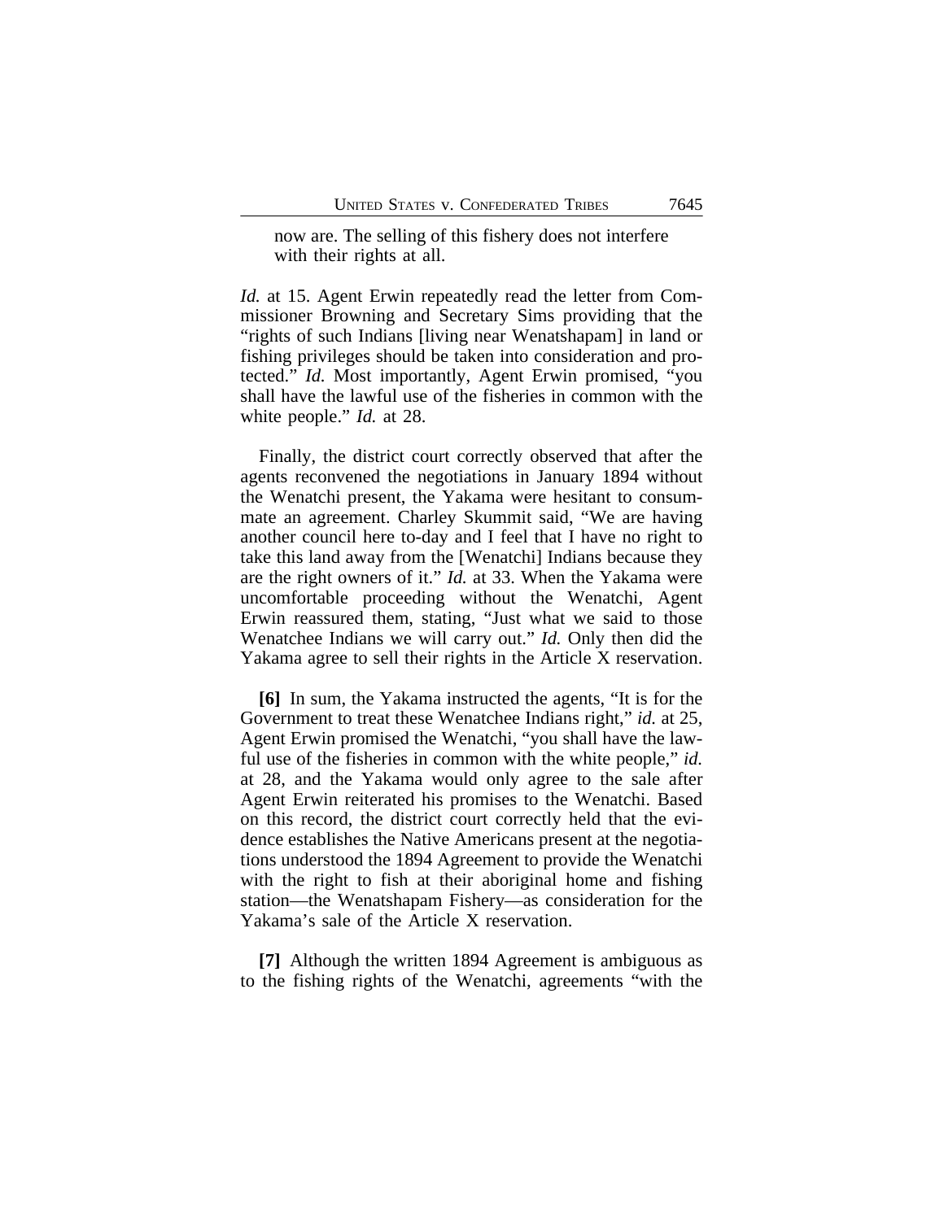now are. The selling of this fishery does not interfere with their rights at all.

*Id.* at 15. Agent Erwin repeatedly read the letter from Commissioner Browning and Secretary Sims providing that the "rights of such Indians [living near Wenatshapam] in land or fishing privileges should be taken into consideration and protected." *Id.* Most importantly, Agent Erwin promised, "you shall have the lawful use of the fisheries in common with the white people." *Id.* at 28.

Finally, the district court correctly observed that after the agents reconvened the negotiations in January 1894 without the Wenatchi present, the Yakama were hesitant to consummate an agreement. Charley Skummit said, "We are having another council here to-day and I feel that I have no right to take this land away from the [Wenatchi] Indians because they are the right owners of it." *Id.* at 33. When the Yakama were uncomfortable proceeding without the Wenatchi, Agent Erwin reassured them, stating, "Just what we said to those Wenatchee Indians we will carry out." *Id.* Only then did the Yakama agree to sell their rights in the Article X reservation.

**[6]** In sum, the Yakama instructed the agents, "It is for the Government to treat these Wenatchee Indians right," *id.* at 25, Agent Erwin promised the Wenatchi, "you shall have the lawful use of the fisheries in common with the white people," *id.* at 28, and the Yakama would only agree to the sale after Agent Erwin reiterated his promises to the Wenatchi. Based on this record, the district court correctly held that the evidence establishes the Native Americans present at the negotiations understood the 1894 Agreement to provide the Wenatchi with the right to fish at their aboriginal home and fishing station—the Wenatshapam Fishery—as consideration for the Yakama's sale of the Article X reservation.

**[7]** Although the written 1894 Agreement is ambiguous as to the fishing rights of the Wenatchi, agreements "with the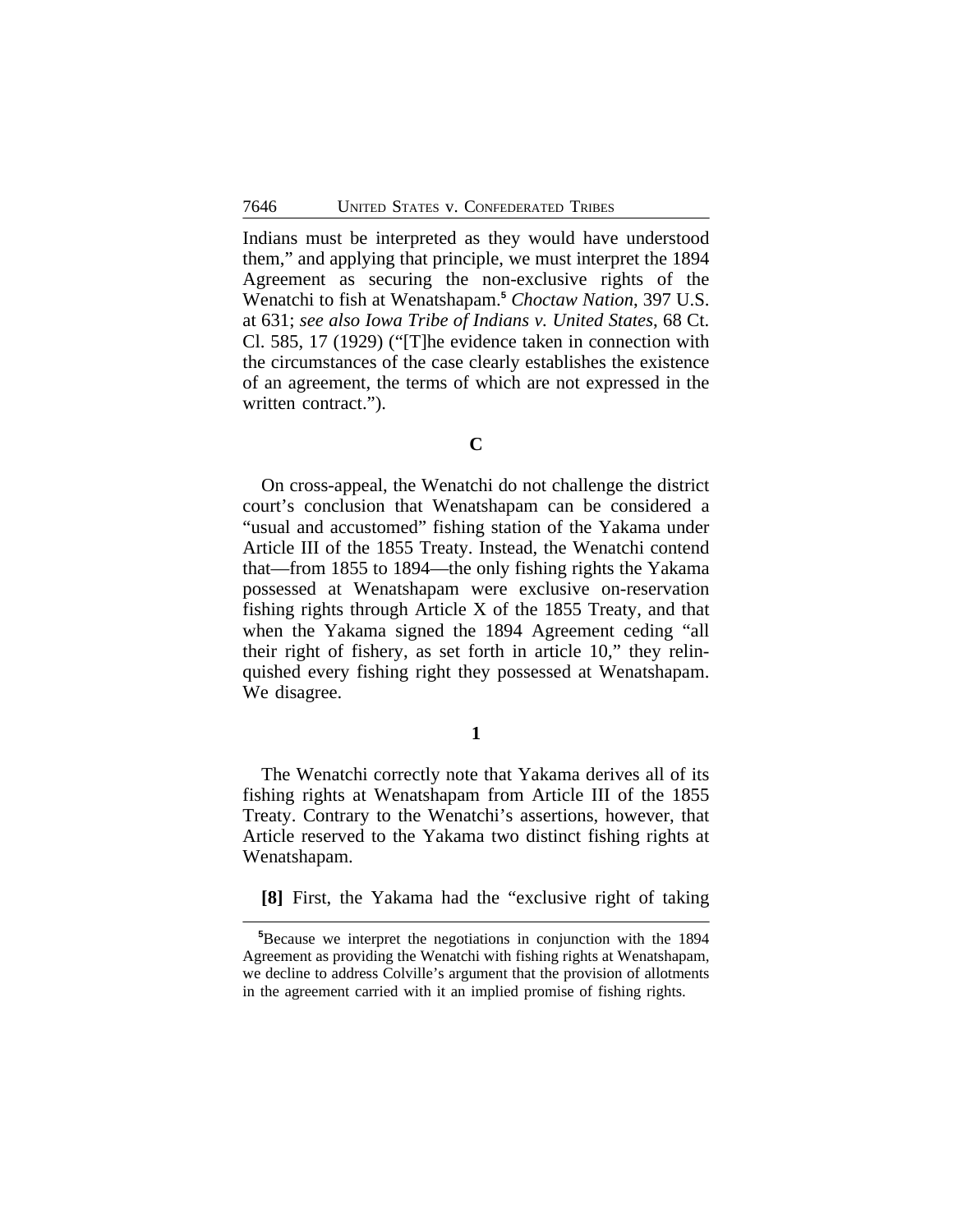Indians must be interpreted as they would have understood them," and applying that principle, we must interpret the 1894 Agreement as securing the non-exclusive rights of the Wenatchi to fish at Wenatshapam.[5] *Choctaw Nation*, 397 U.S. at 631; *see also Iowa Tribe of Indians v. United States*, 68 Ct. Cl. 585, 17 (1929) ("[T]he evidence taken in connection with the circumstances of the case clearly establishes the existence of an agreement, the terms of which are not expressed in the written contract.").

### C

On cross-appeal, the Wenatchi do not challenge the district court's conclusion that Wenatshapam can be considered a "usual and accustomed" fishing station of the Yakama under Article III of the 1855 Treaty. Instead, the Wenatchi contend that—from 1855 to 1894—the only fishing rights the Yakama possessed at Wenatshapam were exclusive on-reservation fishing rights through Article X of the 1855 Treaty, and that when the Yakama signed the 1894 Agreement ceding "all their right of fishery, as set forth in article 10," they relinquished every fishing right they possessed at Wenatshapam. We disagree.

#### 1

The Wenatchi correctly note that Yakama derives all of its fishing rights at Wenatshapam from Article III of the 1855 Treaty. Contrary to the Wenatchi's assertions, however, that Article reserved to the Yakama two distinct fishing rights at Wenatshapam.

**[8]** First, the Yakama had the "exclusive right of taking

[5]Because we interpret the negotiations in conjunction with the 1894 Agreement as providing the Wenatchi with fishing rights at Wenatshapam, we decline to address Colville's argument that the provision of allotments in the agreement carried with it an implied promise of fishing rights.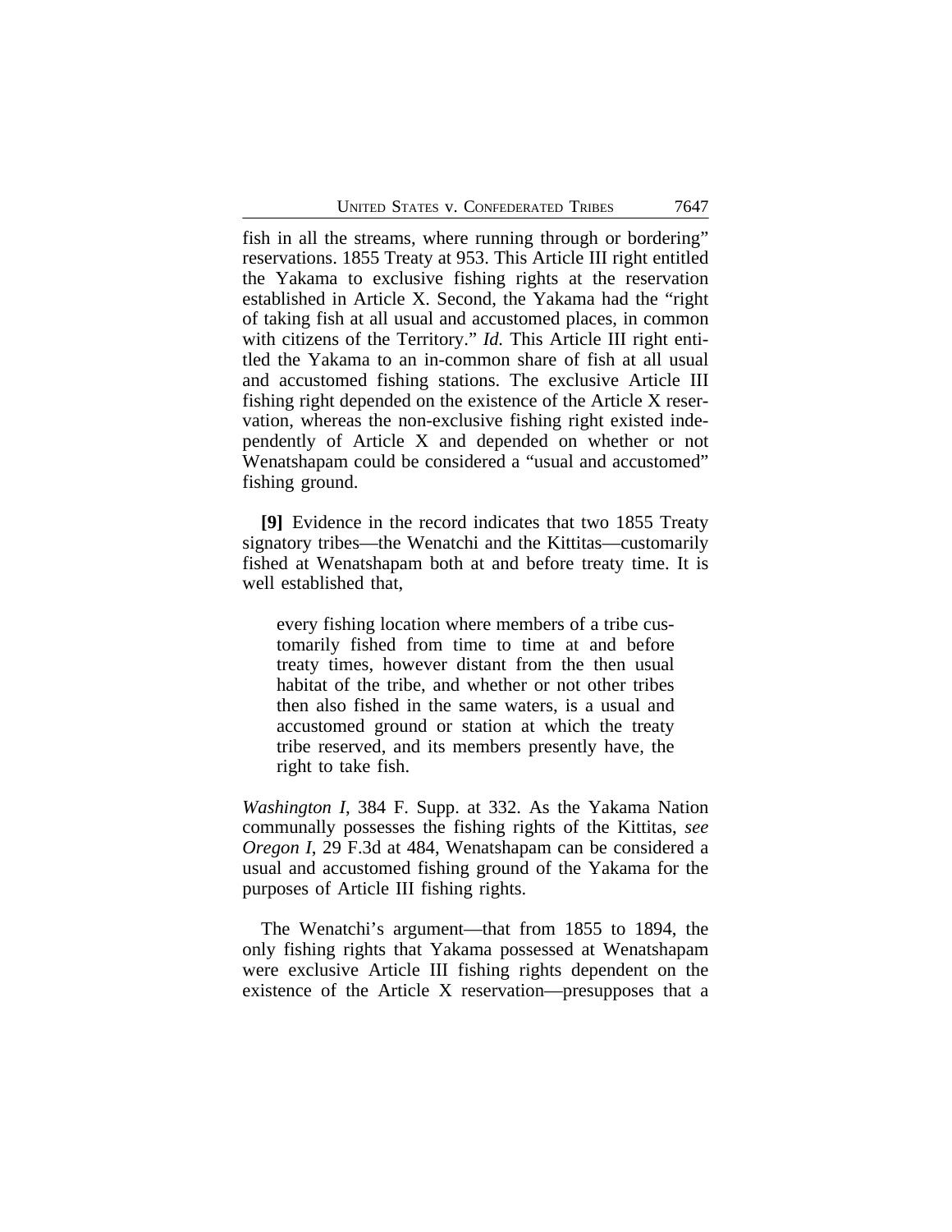fish in all the streams, where running through or bordering" reservations. 1855 Treaty at 953. This Article III right entitled the Yakama to exclusive fishing rights at the reservation established in Article X. Second, the Yakama had the "right of taking fish at all usual and accustomed places, in common with citizens of the Territory." *Id.* This Article III right entitled the Yakama to an in-common share of fish at all usual and accustomed fishing stations. The exclusive Article III fishing right depended on the existence of the Article X reservation, whereas the non-exclusive fishing right existed independently of Article X and depended on whether or not Wenatshapam could be considered a "usual and accustomed" fishing ground.

**[9]** Evidence in the record indicates that two 1855 Treaty signatory tribes—the Wenatchi and the Kittitas—customarily fished at Wenatshapam both at and before treaty time. It is well established that,

> every fishing location where members of a tribe customarily fished from time to time at and before treaty times, however distant from the then usual habitat of the tribe, and whether or not other tribes then also fished in the same waters, is a usual and accustomed ground or station at which the treaty tribe reserved, and its members presently have, the right to take fish.

*Washington I*, 384 F. Supp. at 332. As the Yakama Nation communally possesses the fishing rights of the Kittitas, *see Oregon I*, 29 F.3d at 484, Wenatshapam can be considered a usual and accustomed fishing ground of the Yakama for the purposes of Article III fishing rights.

The Wenatchi's argument—that from 1855 to 1894, the only fishing rights that Yakama possessed at Wenatshapam were exclusive Article III fishing rights dependent on the existence of the Article X reservation—presupposes that a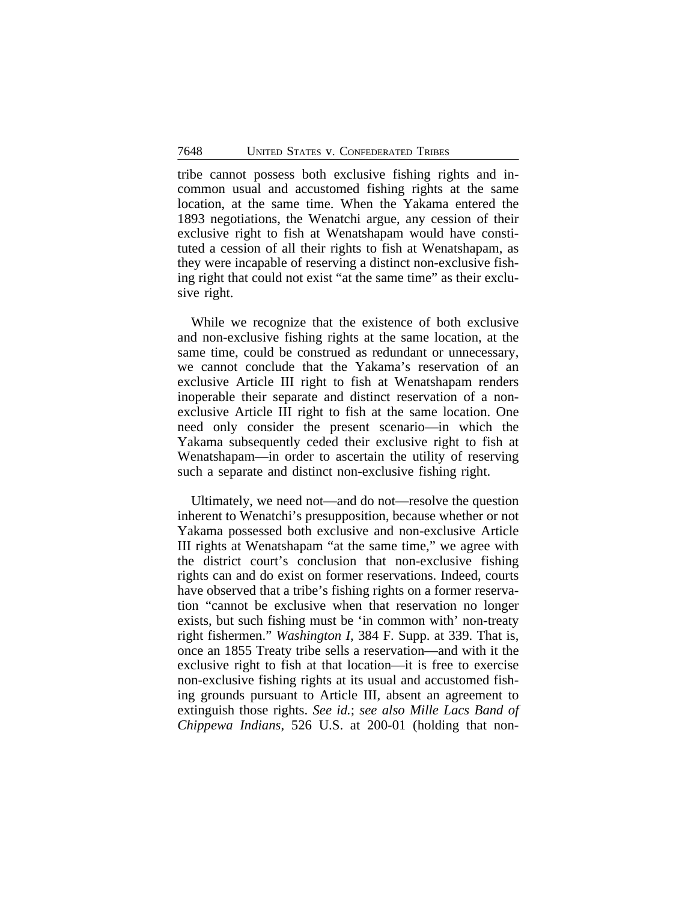tribe cannot possess both exclusive fishing rights and in-common usual and accustomed fishing rights at the same location, at the same time. When the Yakama entered the 1893 negotiations, the Wenatchi argue, any cession of their exclusive right to fish at Wenatshapam would have constituted a cession of all their rights to fish at Wenatshapam, as they were incapable of reserving a distinct non-exclusive fishing right that could not exist "at the same time" as their exclusive right.

While we recognize that the existence of both exclusive and non-exclusive fishing rights at the same location, at the same time, could be construed as redundant or unnecessary, we cannot conclude that the Yakama's reservation of an exclusive Article III right to fish at Wenatshapam renders inoperable their separate and distinct reservation of a non-exclusive Article III right to fish at the same location. One need only consider the present scenario—in which the Yakama subsequently ceded their exclusive right to fish at Wenatshapam—in order to ascertain the utility of reserving such a separate and distinct non-exclusive fishing right.

Ultimately, we need not—and do not—resolve the question inherent to Wenatchi's presupposition, because whether or not Yakama possessed both exclusive and non-exclusive Article III rights at Wenatshapam "at the same time," we agree with the district court's conclusion that non-exclusive fishing rights can and do exist on former reservations. Indeed, courts have observed that a tribe's fishing rights on a former reservation "cannot be exclusive when that reservation no longer exists, but such fishing must be 'in common with' non-treaty right fishermen." *Washington I*, 384 F. Supp. at 339. That is, once an 1855 Treaty tribe sells a reservation—and with it the exclusive right to fish at that location—it is free to exercise non-exclusive fishing rights at its usual and accustomed fishing grounds pursuant to Article III, absent an agreement to extinguish those rights. *See id.*; *see also Mille Lacs Band of Chippewa Indians*, 526 U.S. at 200-01 (holding that non-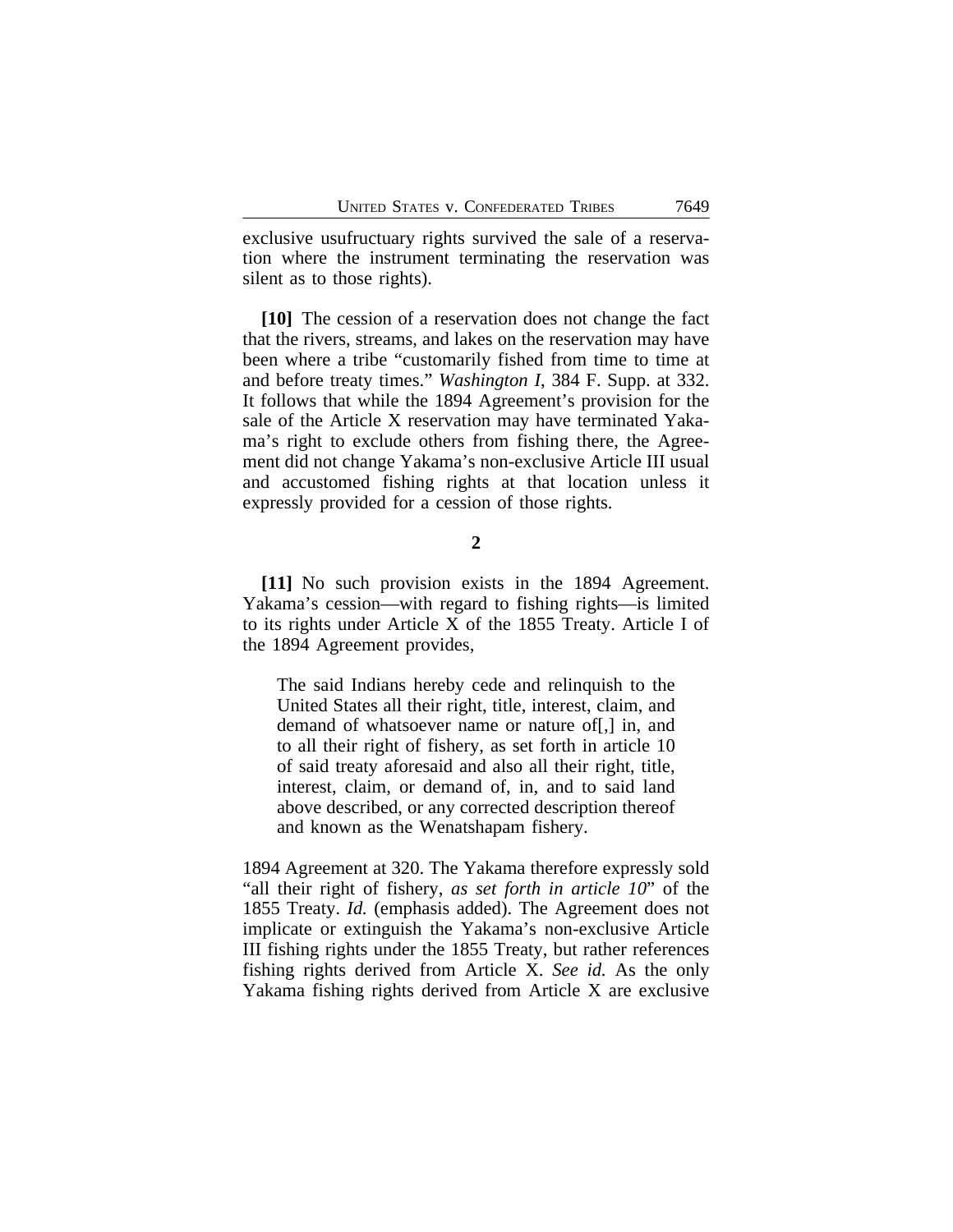exclusive usufructuary rights survived the sale of a reservation where the instrument terminating the reservation was silent as to those rights).

**[10]** The cession of a reservation does not change the fact that the rivers, streams, and lakes on the reservation may have been where a tribe "customarily fished from time to time at and before treaty times." *Washington I*, 384 F. Supp. at 332. It follows that while the 1894 Agreement's provision for the sale of the Article X reservation may have terminated Yakama's right to exclude others from fishing there, the Agreement did not change Yakama's non-exclusive Article III usual and accustomed fishing rights at that location unless it expressly provided for a cession of those rights.

**2**

**[11]** No such provision exists in the 1894 Agreement. Yakama's cession—with regard to fishing rights—is limited to its rights under Article X of the 1855 Treaty. Article I of the 1894 Agreement provides,

> The said Indians hereby cede and relinquish to the United States all their right, title, interest, claim, and demand of whatsoever name or nature of[,] in, and to all their right of fishery, as set forth in article 10 of said treaty aforesaid and also all their right, title, interest, claim, or demand of, in, and to said land above described, or any corrected description thereof and known as the Wenatshapam fishery.

1894 Agreement at 320. The Yakama therefore expressly sold "all their right of fishery, *as set forth in article 10*" of the 1855 Treaty. *Id.* (emphasis added). The Agreement does not implicate or extinguish the Yakama's non-exclusive Article III fishing rights under the 1855 Treaty, but rather references fishing rights derived from Article X. *See id.* As the only Yakama fishing rights derived from Article X are exclusive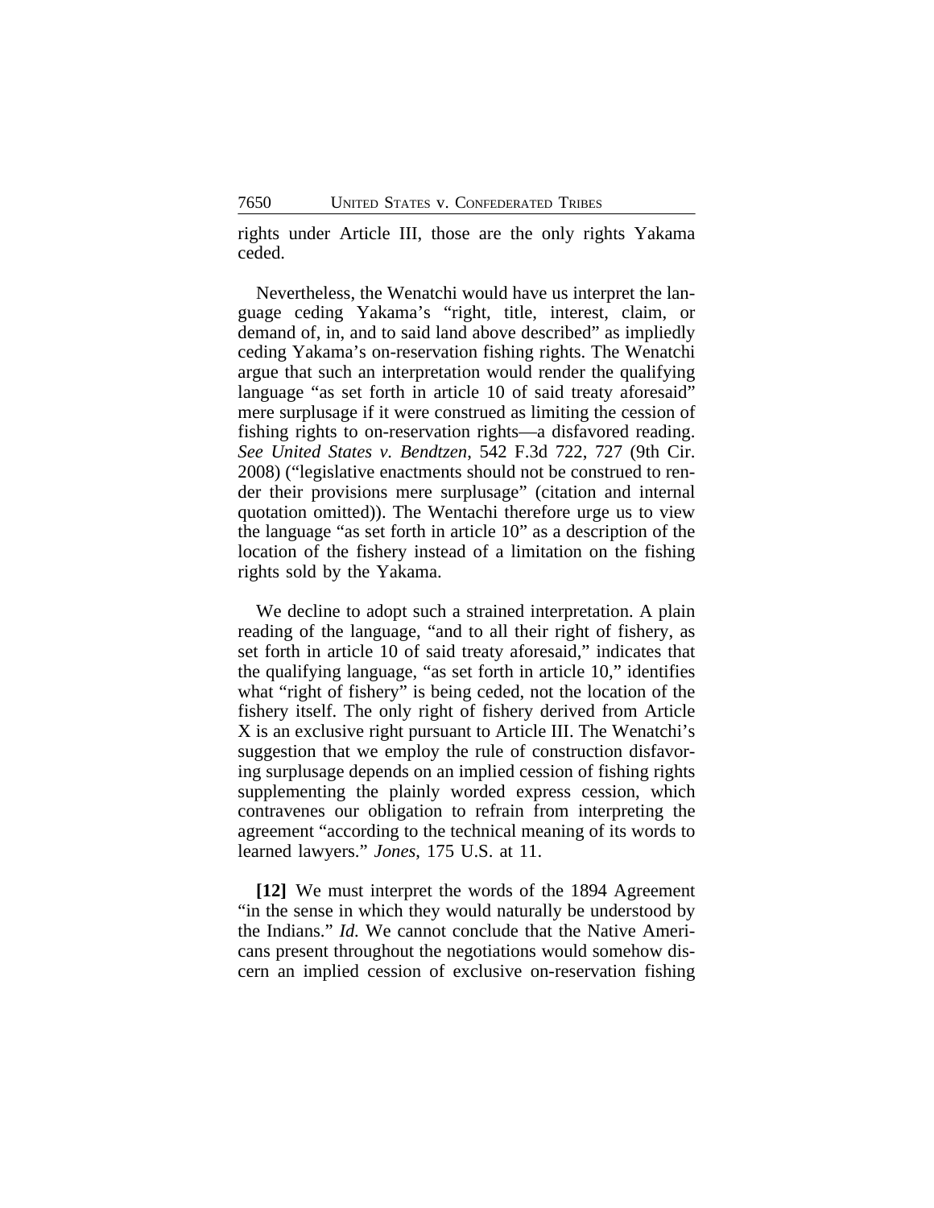rights under Article III, those are the only rights Yakama ceded.

Nevertheless, the Wenatchi would have us interpret the language ceding Yakama's "right, title, interest, claim, or demand of, in, and to said land above described" as impliedly ceding Yakama's on-reservation fishing rights. The Wenatchi argue that such an interpretation would render the qualifying language "as set forth in article 10 of said treaty aforesaid" mere surplusage if it were construed as limiting the cession of fishing rights to on-reservation rights—a disfavored reading. *See United States v. Bendtzen*, 542 F.3d 722, 727 (9th Cir. 2008) ("legislative enactments should not be construed to render their provisions mere surplusage" (citation and internal quotation omitted)). The Wentachi therefore urge us to view the language "as set forth in article 10" as a description of the location of the fishery instead of a limitation on the fishing rights sold by the Yakama.

We decline to adopt such a strained interpretation. A plain reading of the language, "and to all their right of fishery, as set forth in article 10 of said treaty aforesaid," indicates that the qualifying language, "as set forth in article 10," identifies what "right of fishery" is being ceded, not the location of the fishery itself. The only right of fishery derived from Article X is an exclusive right pursuant to Article III. The Wenatchi's suggestion that we employ the rule of construction disfavoring surplusage depends on an implied cession of fishing rights supplementing the plainly worded express cession, which contravenes our obligation to refrain from interpreting the agreement "according to the technical meaning of its words to learned lawyers." *Jones*, 175 U.S. at 11.

**[12]** We must interpret the words of the 1894 Agreement "in the sense in which they would naturally be understood by the Indians." *Id.* We cannot conclude that the Native Americans present throughout the negotiations would somehow discern an implied cession of exclusive on-reservation fishing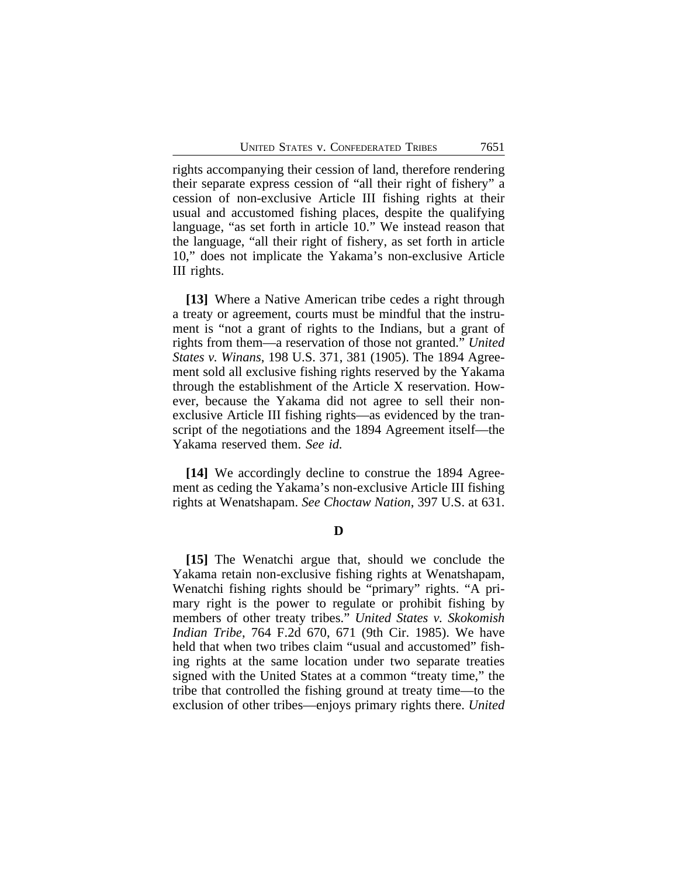rights accompanying their cession of land, therefore rendering their separate express cession of "all their right of fishery" a cession of non-exclusive Article III fishing rights at their usual and accustomed fishing places, despite the qualifying language, "as set forth in article 10." We instead reason that the language, "all their right of fishery, as set forth in article 10," does not implicate the Yakama's non-exclusive Article III rights.

**[13]** Where a Native American tribe cedes a right through a treaty or agreement, courts must be mindful that the instrument is "not a grant of rights to the Indians, but a grant of rights from them—a reservation of those not granted." *United States v. Winans*, 198 U.S. 371, 381 (1905). The 1894 Agreement sold all exclusive fishing rights reserved by the Yakama through the establishment of the Article X reservation. However, because the Yakama did not agree to sell their non-exclusive Article III fishing rights—as evidenced by the transcript of the negotiations and the 1894 Agreement itself—the Yakama reserved them. *See id.*

**[14]** We accordingly decline to construe the 1894 Agreement as ceding the Yakama's non-exclusive Article III fishing rights at Wenatshapam. *See Choctaw Nation*, 397 U.S. at 631.

### D

**[15]** The Wenatchi argue that, should we conclude the Yakama retain non-exclusive fishing rights at Wenatshapam, Wenatchi fishing rights should be "primary" rights. "A primary right is the power to regulate or prohibit fishing by members of other treaty tribes." *United States v. Skokomish Indian Tribe*, 764 F.2d 670, 671 (9th Cir. 1985). We have held that when two tribes claim "usual and accustomed" fishing rights at the same location under two separate treaties signed with the United States at a common "treaty time," the tribe that controlled the fishing ground at treaty time—to the exclusion of other tribes—enjoys primary rights there. *United*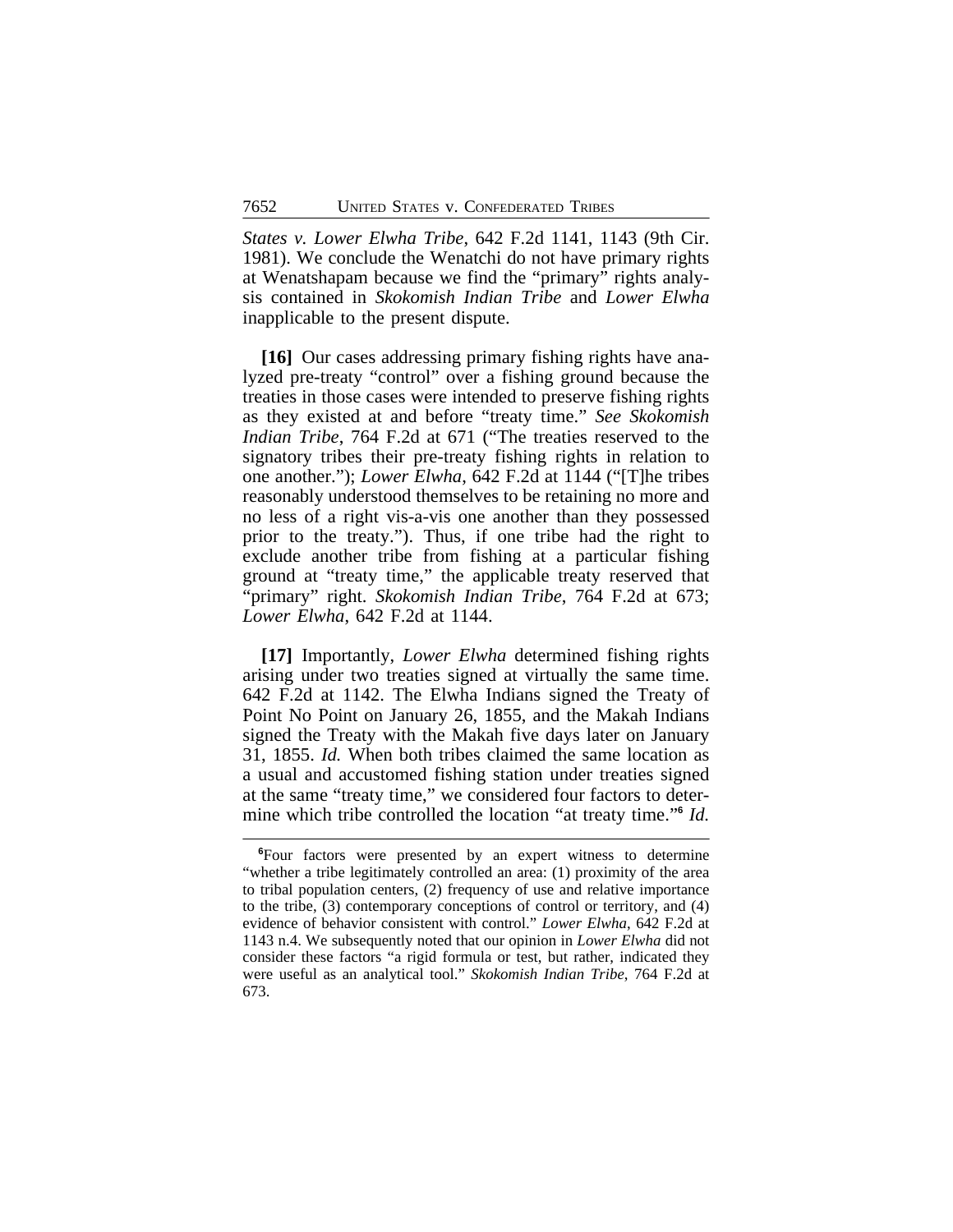*States v. Lower Elwha Tribe*, 642 F.2d 1141, 1143 (9th Cir. 1981). We conclude the Wenatchi do not have primary rights at Wenatshapam because we find the "primary" rights analysis contained in *Skokomish Indian Tribe* and *Lower Elwha* inapplicable to the present dispute.

**[16]** Our cases addressing primary fishing rights have analyzed pre-treaty "control" over a fishing ground because the treaties in those cases were intended to preserve fishing rights as they existed at and before "treaty time." *See Skokomish Indian Tribe*, 764 F.2d at 671 ("The treaties reserved to the signatory tribes their pre-treaty fishing rights in relation to one another."); *Lower Elwha*, 642 F.2d at 1144 ("[T]he tribes reasonably understood themselves to be retaining no more and no less of a right vis-a-vis one another than they possessed prior to the treaty."). Thus, if one tribe had the right to exclude another tribe from fishing at a particular fishing ground at "treaty time," the applicable treaty reserved that "primary" right. *Skokomish Indian Tribe*, 764 F.2d at 673; *Lower Elwha*, 642 F.2d at 1144.

**[17]** Importantly, *Lower Elwha* determined fishing rights arising under two treaties signed at virtually the same time. 642 F.2d at 1142. The Elwha Indians signed the Treaty of Point No Point on January 26, 1855, and the Makah Indians signed the Treaty with the Makah five days later on January 31, 1855. *Id.* When both tribes claimed the same location as a usual and accustomed fishing station under treaties signed at the same "treaty time," we considered four factors to determine which tribe controlled the location "at treaty time."[6] *Id.*

[6]Four factors were presented by an expert witness to determine "whether a tribe legitimately controlled an area: (1) proximity of the area to tribal population centers, (2) frequency of use and relative importance to the tribe, (3) contemporary conceptions of control or territory, and (4) evidence of behavior consistent with control." *Lower Elwha*, 642 F.2d at 1143 n.4. We subsequently noted that our opinion in *Lower Elwha* did not consider these factors "a rigid formula or test, but rather, indicated they were useful as an analytical tool." *Skokomish Indian Tribe*, 764 F.2d at 673.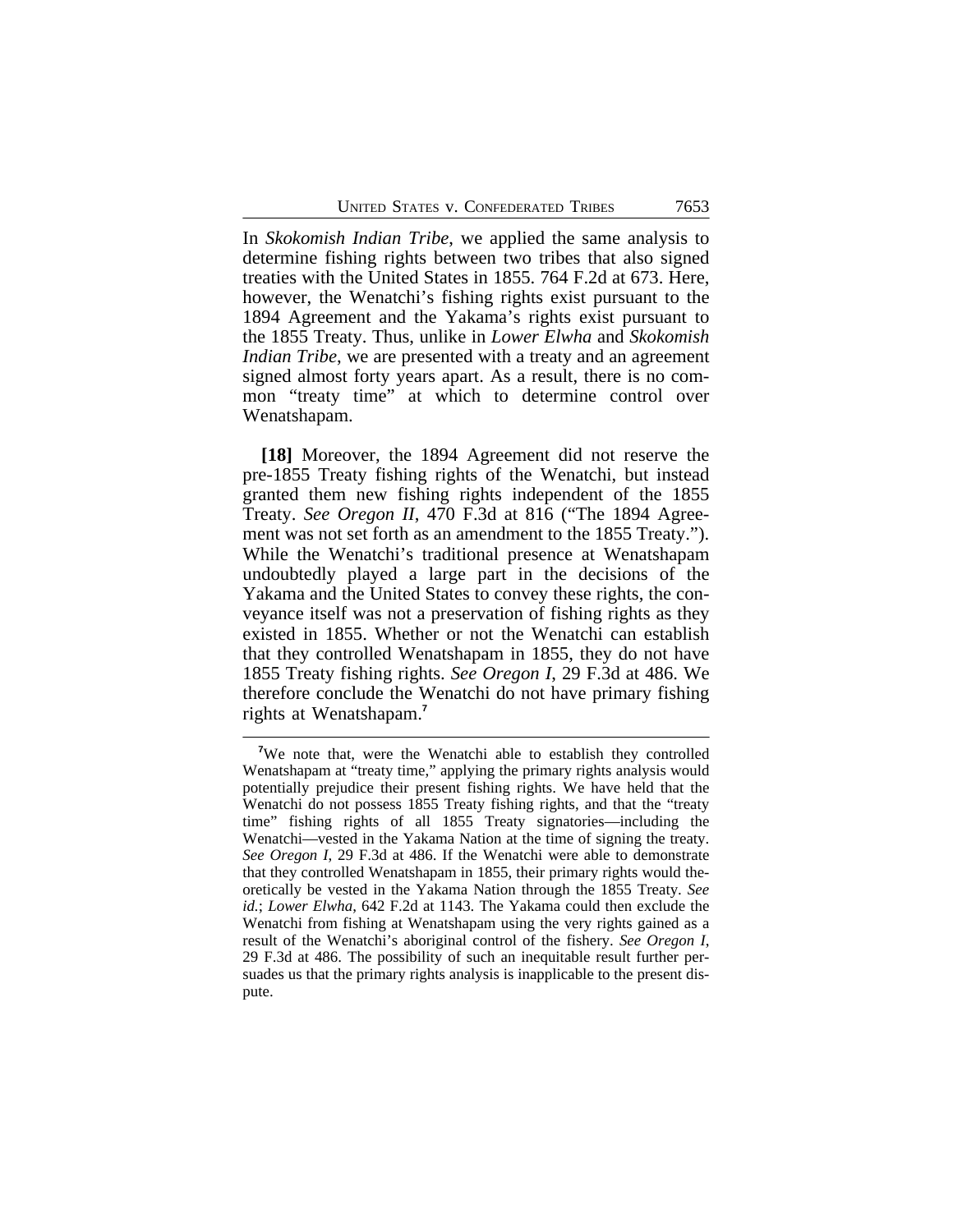In *Skokomish Indian Tribe*, we applied the same analysis to determine fishing rights between two tribes that also signed treaties with the United States in 1855. 764 F.2d at 673. Here, however, the Wenatchi's fishing rights exist pursuant to the 1894 Agreement and the Yakama's rights exist pursuant to the 1855 Treaty. Thus, unlike in *Lower Elwha* and *Skokomish Indian Tribe*, we are presented with a treaty and an agreement signed almost forty years apart. As a result, there is no common "treaty time" at which to determine control over Wenatshapam.

**[18]** Moreover, the 1894 Agreement did not reserve the pre-1855 Treaty fishing rights of the Wenatchi, but instead granted them new fishing rights independent of the 1855 Treaty. *See Oregon II*, 470 F.3d at 816 ("The 1894 Agreement was not set forth as an amendment to the 1855 Treaty."). While the Wenatchi's traditional presence at Wenatshapam undoubtedly played a large part in the decisions of the Yakama and the United States to convey these rights, the conveyance itself was not a preservation of fishing rights as they existed in 1855. Whether or not the Wenatchi can establish that they controlled Wenatshapam in 1855, they do not have 1855 Treaty fishing rights. *See Oregon I*, 29 F.3d at 486. We therefore conclude the Wenatchi do not have primary fishing rights at Wenatshapam.[7]

---

[7]We note that, were the Wenatchi able to establish they controlled Wenatshapam at "treaty time," applying the primary rights analysis would potentially prejudice their present fishing rights. We have held that the Wenatchi do not possess 1855 Treaty fishing rights, and that the "treaty time" fishing rights of all 1855 Treaty signatories—including the Wenatchi—vested in the Yakama Nation at the time of signing the treaty. *See Oregon I*, 29 F.3d at 486. If the Wenatchi were able to demonstrate that they controlled Wenatshapam in 1855, their primary rights would theoretically be vested in the Yakama Nation through the 1855 Treaty. *See id.*; *Lower Elwha*, 642 F.2d at 1143. The Yakama could then exclude the Wenatchi from fishing at Wenatshapam using the very rights gained as a result of the Wenatchi's aboriginal control of the fishery. *See Oregon I*, 29 F.3d at 486. The possibility of such an inequitable result further persuades us that the primary rights analysis is inapplicable to the present dispute.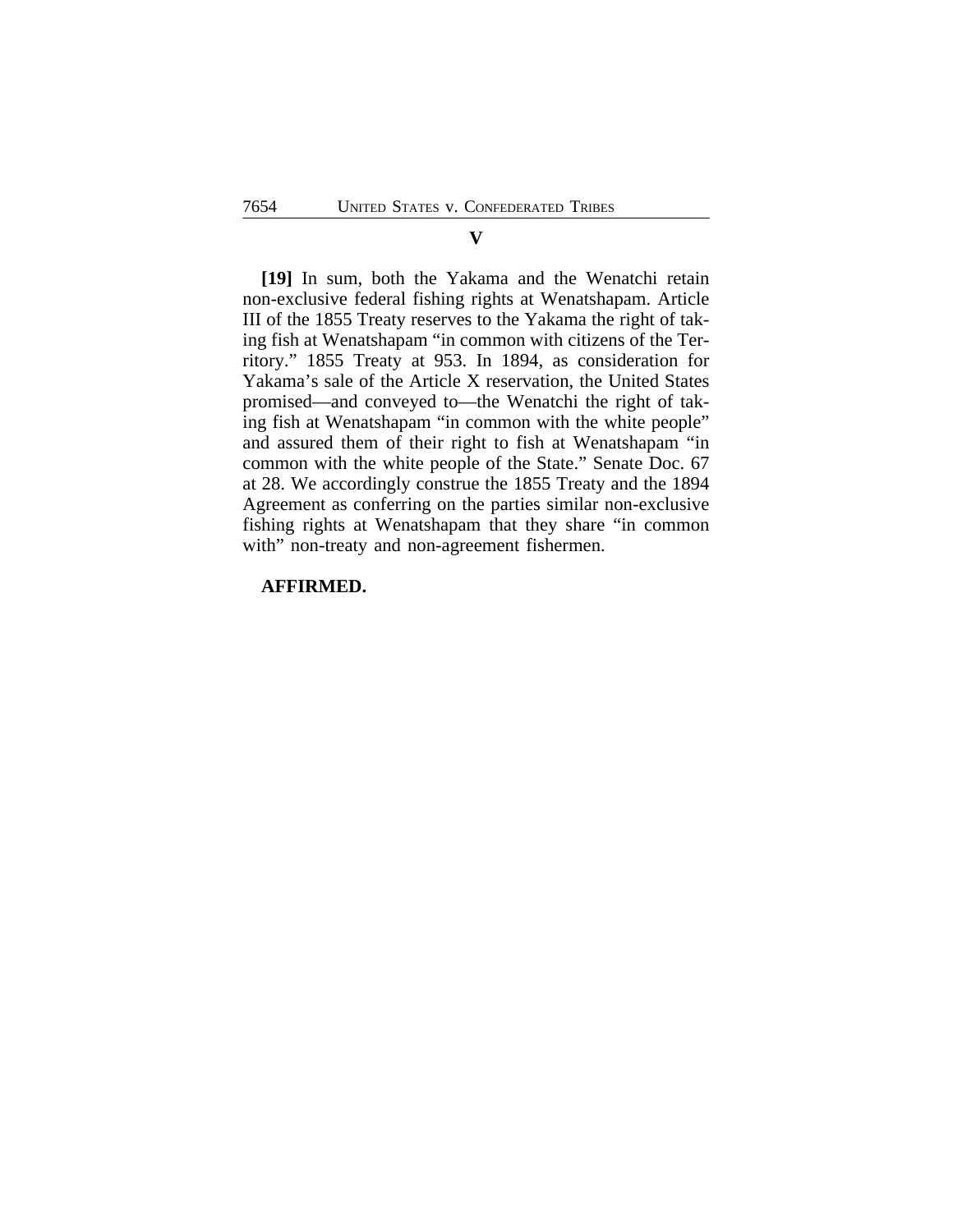## V

**[19]** In sum, both the Yakama and the Wenatchi retain non-exclusive federal fishing rights at Wenatshapam. Article III of the 1855 Treaty reserves to the Yakama the right of taking fish at Wenatshapam "in common with citizens of the Territory." 1855 Treaty at 953. In 1894, as consideration for Yakama's sale of the Article X reservation, the United States promised—and conveyed to—the Wenatchi the right of taking fish at Wenatshapam "in common with the white people" and assured them of their right to fish at Wenatshapam "in common with the white people of the State." Senate Doc. 67 at 28. We accordingly construe the 1855 Treaty and the 1894 Agreement as conferring on the parties similar non-exclusive fishing rights at Wenatshapam that they share "in common with" non-treaty and non-agreement fishermen.

**AFFIRMED.**